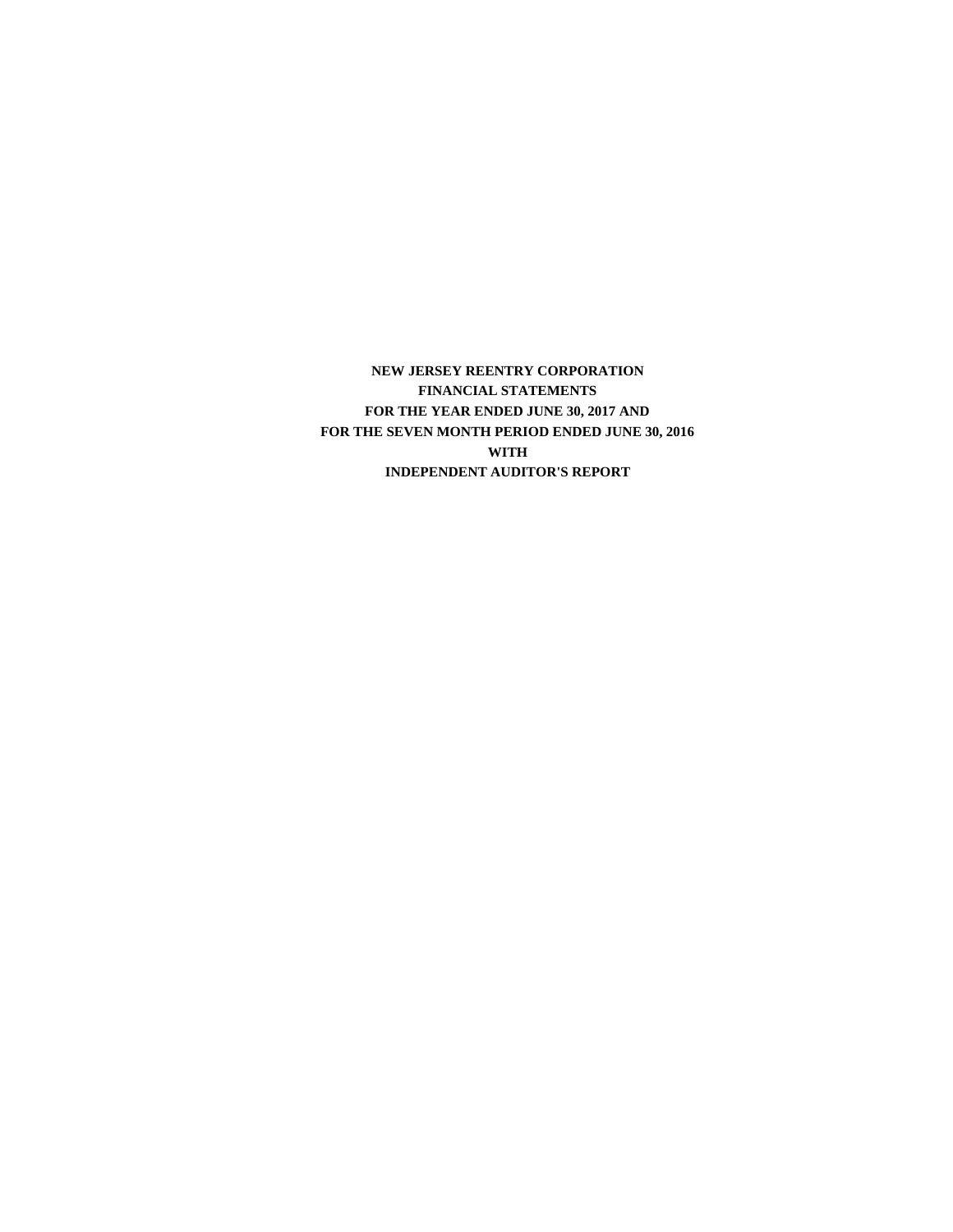**NEW JERSEY REENTRY CORPORATION**

**FINANCIAL STATEMENTS**

**FOR THE YEAR ENDED JUNE 30, 2017 AND**

**FOR THE SEVEN MONTH PERIOD ENDED JUNE 30, 2016**

**WITH**

**INDEPENDENT AUDITOR'S REPORT**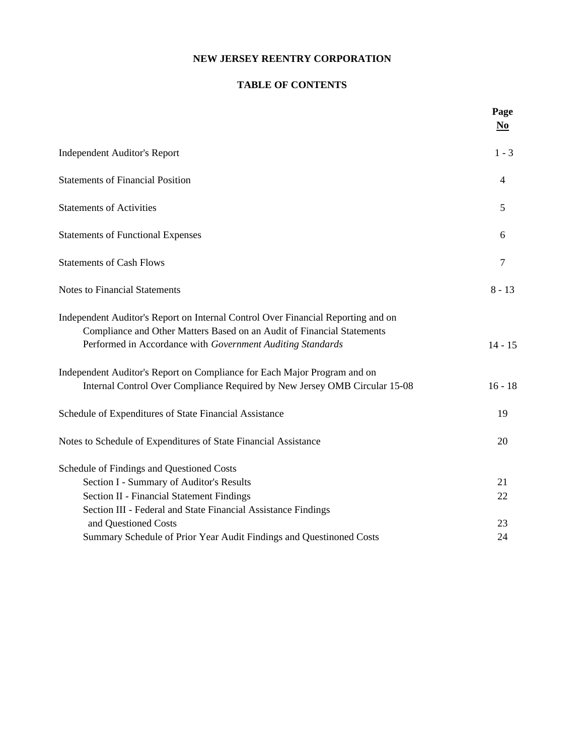# NEW JERSEY REENTRY CORPORATION

## TABLE OF CONTENTS

| | Page No |
|---|---|
| Independent Auditor's Report | 1 - 3 |
| Statements of Financial Position | 4 |
| Statements of Activities | 5 |
| Statements of Functional Expenses | 6 |
| Statements of Cash Flows | 7 |
| Notes to Financial Statements | 8 - 13 |
| Independent Auditor's Report on Internal Control Over Financial Reporting and on Compliance and Other Matters Based on an Audit of Financial Statements Performed in Accordance with *Government Auditing Standards* | 14 - 15 |
| Independent Auditor's Report on Compliance for Each Major Program and on Internal Control Over Compliance Required by New Jersey OMB Circular 15-08 | 16 - 18 |
| Schedule of Expenditures of State Financial Assistance | 19 |
| Notes to Schedule of Expenditures of State Financial Assistance | 20 |
| Schedule of Findings and Questioned Costs | |
| Section I - Summary of Auditor's Results | 21 |
| Section II - Financial Statement Findings | 22 |
| Section III - Federal and State Financial Assistance Findings and Questioned Costs | 23 |
| Summary Schedule of Prior Year Audit Findings and Questinoned Costs | 24 |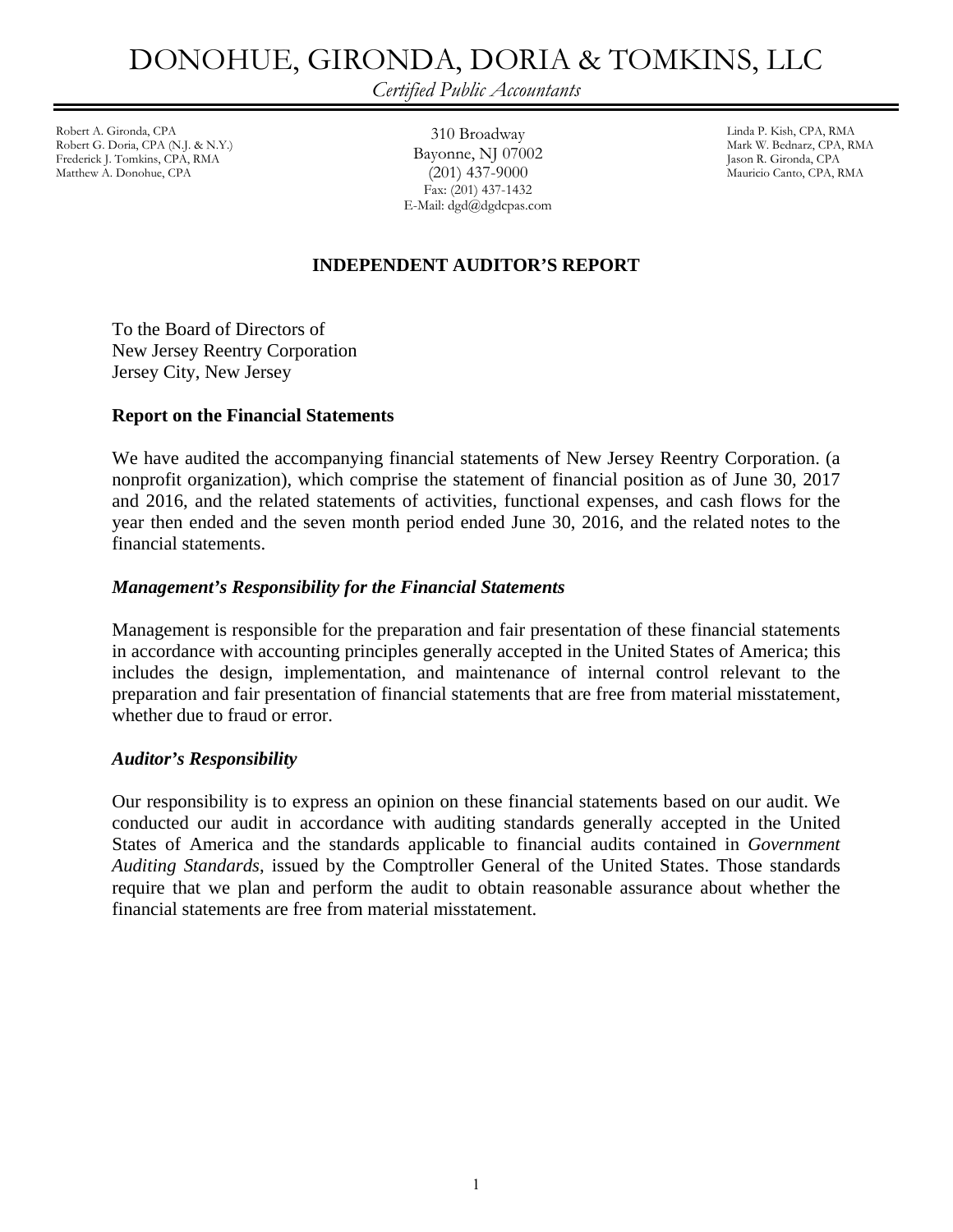# DONOHUE, GIRONDA, DORIA & TOMKINS, LLC

*Certified Public Accountants*

Robert A. Gironda, CPA
Robert G. Doria, CPA (N.J. & N.Y.)
Frederick J. Tomkins, CPA, RMA
Matthew A. Donohue, CPA

310 Broadway
Bayonne, NJ 07002
(201) 437-9000
Fax: (201) 437-1432
E-Mail: dgd@dgdcpas.com

Linda P. Kish, CPA, RMA
Mark W. Bednarz, CPA, RMA
Jason R. Gironda, CPA
Mauricio Canto, CPA, RMA

## INDEPENDENT AUDITOR'S REPORT

To the Board of Directors of
New Jersey Reentry Corporation
Jersey City, New Jersey

### Report on the Financial Statements

We have audited the accompanying financial statements of New Jersey Reentry Corporation. (a nonprofit organization), which comprise the statement of financial position as of June 30, 2017 and 2016, and the related statements of activities, functional expenses, and cash flows for the year then ended and the seven month period ended June 30, 2016, and the related notes to the financial statements.

### *Management's Responsibility for the Financial Statements*

Management is responsible for the preparation and fair presentation of these financial statements in accordance with accounting principles generally accepted in the United States of America; this includes the design, implementation, and maintenance of internal control relevant to the preparation and fair presentation of financial statements that are free from material misstatement, whether due to fraud or error.

### *Auditor's Responsibility*

Our responsibility is to express an opinion on these financial statements based on our audit. We conducted our audit in accordance with auditing standards generally accepted in the United States of America and the standards applicable to financial audits contained in *Government Auditing Standards*, issued by the Comptroller General of the United States. Those standards require that we plan and perform the audit to obtain reasonable assurance about whether the financial statements are free from material misstatement.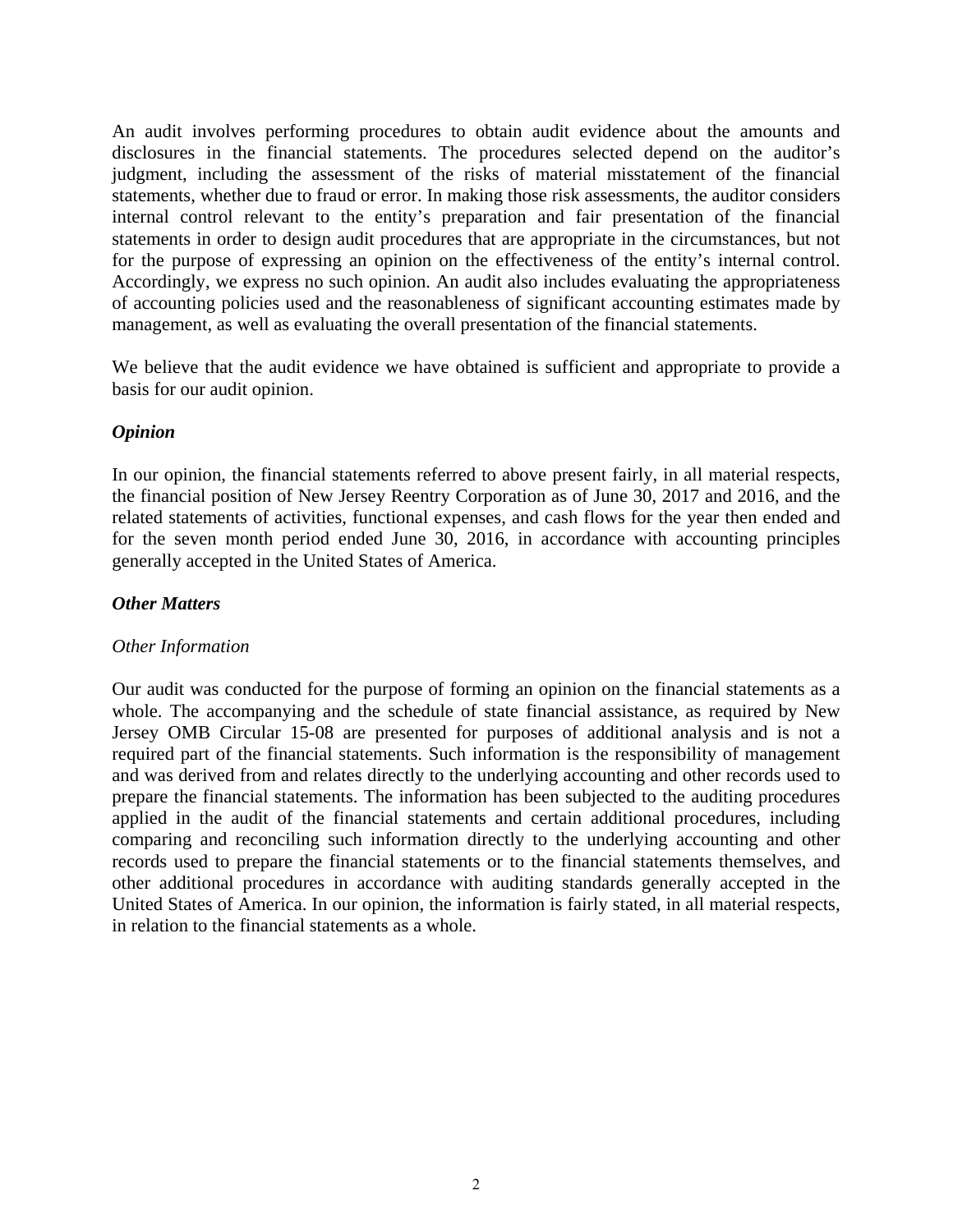An audit involves performing procedures to obtain audit evidence about the amounts and disclosures in the financial statements. The procedures selected depend on the auditor's judgment, including the assessment of the risks of material misstatement of the financial statements, whether due to fraud or error. In making those risk assessments, the auditor considers internal control relevant to the entity's preparation and fair presentation of the financial statements in order to design audit procedures that are appropriate in the circumstances, but not for the purpose of expressing an opinion on the effectiveness of the entity's internal control. Accordingly, we express no such opinion. An audit also includes evaluating the appropriateness of accounting policies used and the reasonableness of significant accounting estimates made by management, as well as evaluating the overall presentation of the financial statements.

We believe that the audit evidence we have obtained is sufficient and appropriate to provide a basis for our audit opinion.

### *Opinion*

In our opinion, the financial statements referred to above present fairly, in all material respects, the financial position of New Jersey Reentry Corporation as of June 30, 2017 and 2016, and the related statements of activities, functional expenses, and cash flows for the year then ended and for the seven month period ended June 30, 2016, in accordance with accounting principles generally accepted in the United States of America.

### *Other Matters*

*Other Information*

Our audit was conducted for the purpose of forming an opinion on the financial statements as a whole. The accompanying and the schedule of state financial assistance, as required by New Jersey OMB Circular 15-08 are presented for purposes of additional analysis and is not a required part of the financial statements. Such information is the responsibility of management and was derived from and relates directly to the underlying accounting and other records used to prepare the financial statements. The information has been subjected to the auditing procedures applied in the audit of the financial statements and certain additional procedures, including comparing and reconciling such information directly to the underlying accounting and other records used to prepare the financial statements or to the financial statements themselves, and other additional procedures in accordance with auditing standards generally accepted in the United States of America. In our opinion, the information is fairly stated, in all material respects, in relation to the financial statements as a whole.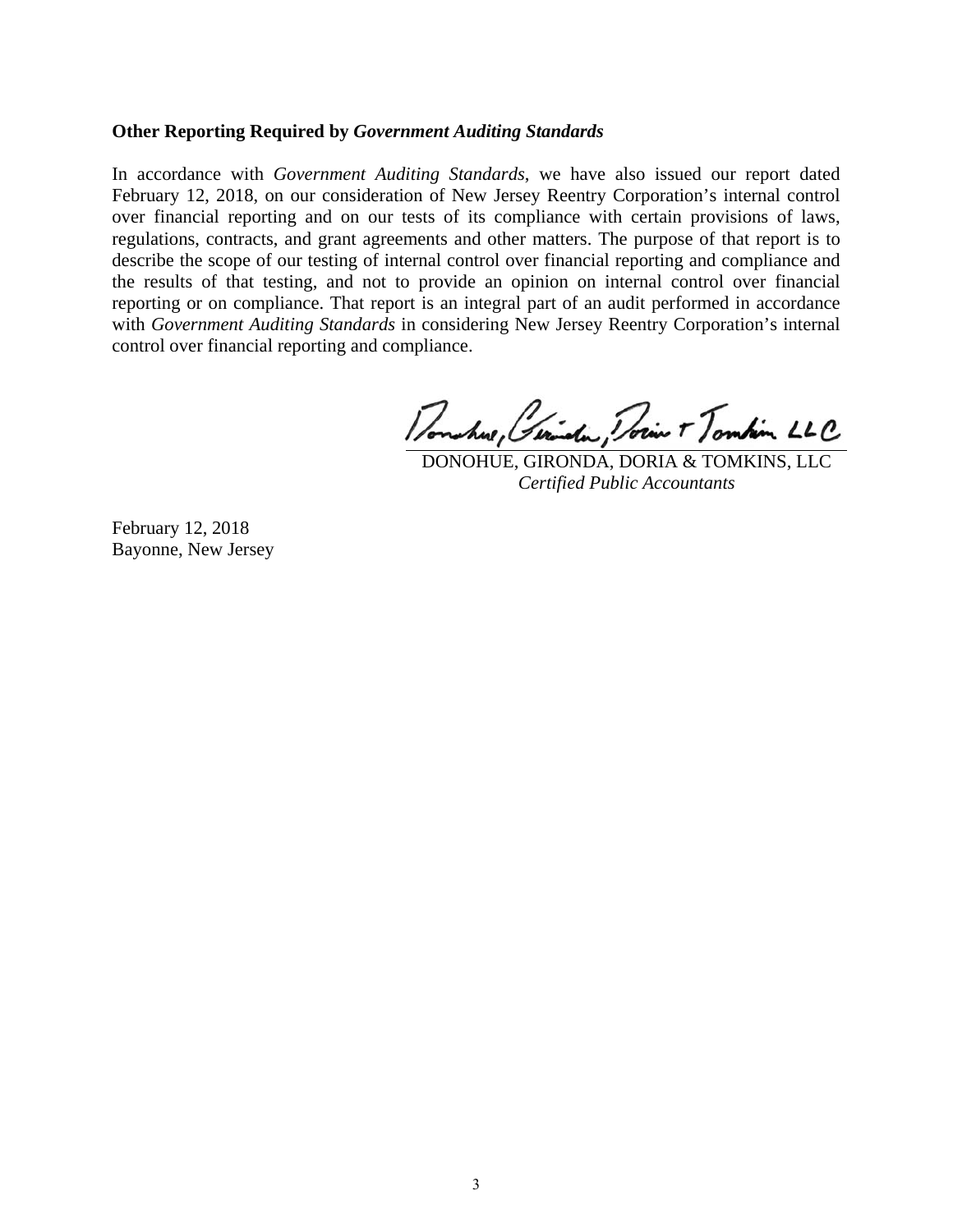**Other Reporting Required by *Government Auditing Standards***

In accordance with *Government Auditing Standards*, we have also issued our report dated February 12, 2018, on our consideration of New Jersey Reentry Corporation's internal control over financial reporting and on our tests of its compliance with certain provisions of laws, regulations, contracts, and grant agreements and other matters. The purpose of that report is to describe the scope of our testing of internal control over financial reporting and compliance and the results of that testing, and not to provide an opinion on internal control over financial reporting or on compliance. That report is an integral part of an audit performed in accordance with *Government Auditing Standards* in considering New Jersey Reentry Corporation's internal control over financial reporting and compliance.

Donohue, Gironda, Doria & Tomkins LLC

DONOHUE, GIRONDA, DORIA & TOMKINS, LLC
*Certified Public Accountants*

February 12, 2018
Bayonne, New Jersey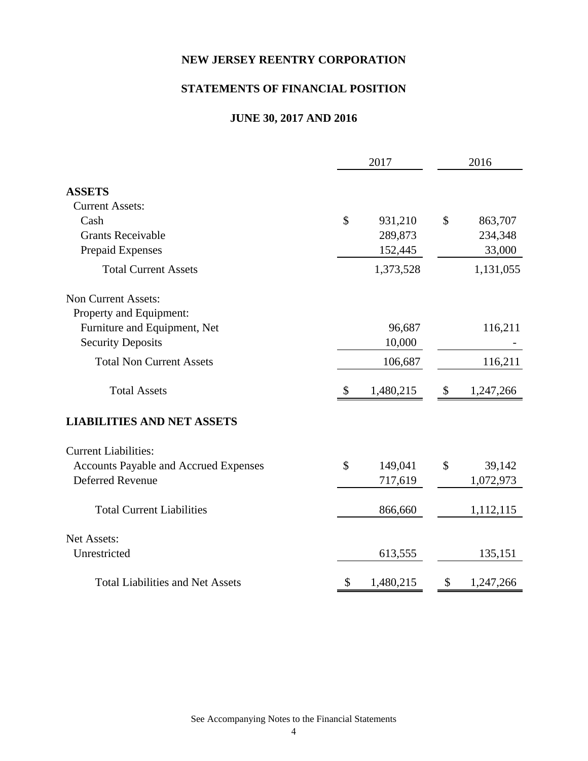# NEW JERSEY REENTRY CORPORATION

## STATEMENTS OF FINANCIAL POSITION

### JUNE 30, 2017 AND 2016

| | 2017 | 2016 |
|---|---|---|
| **ASSETS** | | |
| Current Assets: | | |
| Cash | $ 931,210 | $ 863,707 |
| Grants Receivable | 289,873 | 234,348 |
| Prepaid Expenses | 152,445 | 33,000 |
| Total Current Assets | 1,373,528 | 1,131,055 |
| Non Current Assets: | | |
| Property and Equipment: | | |
| Furniture and Equipment, Net | 96,687 | 116,211 |
| Security Deposits | 10,000 | - |
| Total Non Current Assets | 106,687 | 116,211 |
| Total Assets | $ 1,480,215 | $ 1,247,266 |
| **LIABILITIES AND NET ASSETS** | | |
| Current Liabilities: | | |
| Accounts Payable and Accrued Expenses | $ 149,041 | $ 39,142 |
| Deferred Revenue | 717,619 | 1,072,973 |
| Total Current Liabilities | 866,660 | 1,112,115 |
| Net Assets: | | |
| Unrestricted | 613,555 | 135,151 |
| Total Liabilities and Net Assets | $ 1,480,215 | $ 1,247,266 |

See Accompanying Notes to the Financial Statements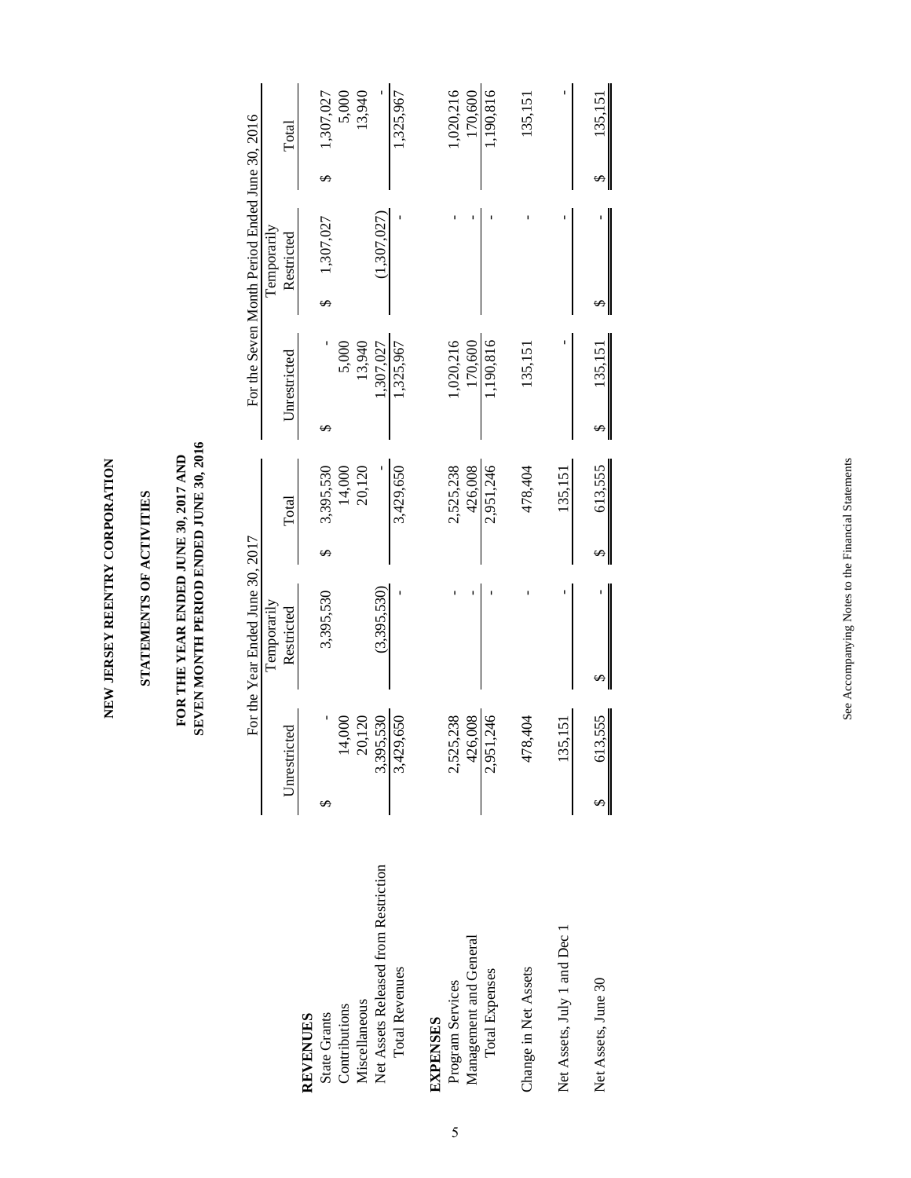# NEW JERSEY REENTRY CORPORATION

## STATEMENTS OF ACTIVITIES

### FOR THE YEAR ENDED JUNE 30, 2017 AND SEVEN MONTH PERIOD ENDED JUNE 30, 2016

| | For the Year Ended June 30, 2017 | | | For the Seven Month Period Ended June 30, 2016 | | |
|---|---|---|---|---|---|---|
| | Unrestricted | Temporarily Restricted | Total | Unrestricted | Temporarily Restricted | Total |
| **REVENUES** | | | | | | |
| State Grants | $ - | 3,395,530 | $ 3,395,530 | $ - | $ 1,307,027 | $ 1,307,027 |
| Contributions | 14,000 | | 14,000 | 5,000 | | 5,000 |
| Miscellaneous | 20,120 | | 20,120 | 13,940 | | 13,940 |
| Net Assets Released from Restriction | 3,395,530 | (3,395,530) | - | 1,307,027 | (1,307,027) | - |
| Total Revenues | 3,429,650 | - | 3,429,650 | 1,325,967 | - | 1,325,967 |
| **EXPENSES** | | | | | | |
| Program Services | 2,525,238 | - | 2,525,238 | 1,020,216 | - | 1,020,216 |
| Management and General | 426,008 | - | 426,008 | 170,600 | - | 170,600 |
| Total Expenses | 2,951,246 | - | 2,951,246 | 1,190,816 | - | 1,190,816 |
| Change in Net Assets | 478,404 | - | 478,404 | 135,151 | - | 135,151 |
| Net Assets, July 1 and Dec 1 | 135,151 | - | 135,151 | - | - | - |
| Net Assets, June 30 | $ 613,555 | $ - | $ 613,555 | $ 135,151 | $ - | $ 135,151 |

See Accompanying Notes to the Financial Statements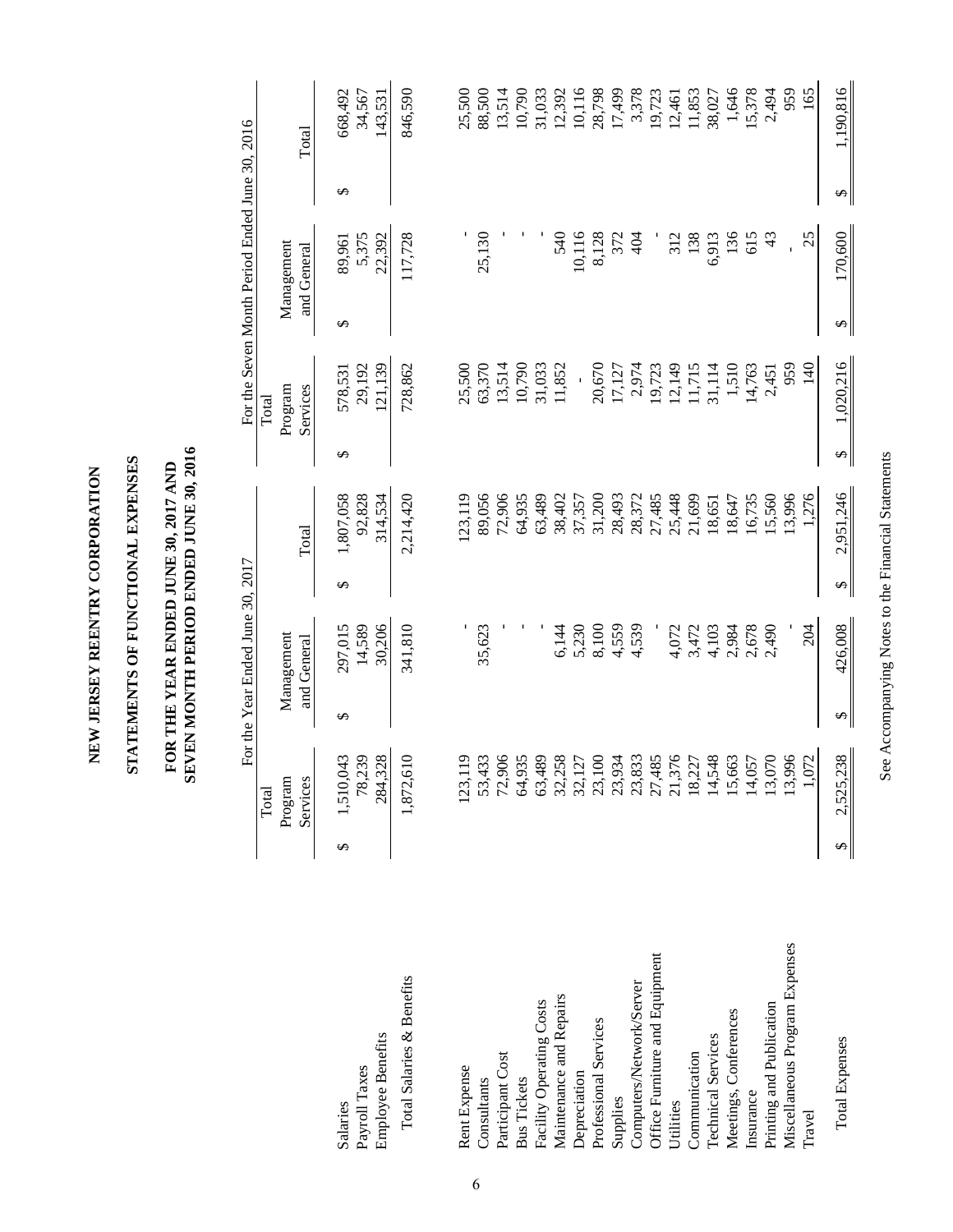# NEW JERSEY REENTRY CORPORATION

## STATEMENTS OF FUNCTIONAL EXPENSES

### FOR THE YEAR ENDED JUNE 30, 2017 AND SEVEN MONTH PERIOD ENDED JUNE 30, 2016

| | For the Year Ended June 30, 2017 | | | For the Seven Month Period Ended June 30, 2016 | | |
|---|---|---|---|---|---|---|
| | Total Program Services | Management and General | Total | Total Program Services | Management and General | Total |
| Salaries | $ 1,510,043 | $ 297,015 | $ 1,807,058 | $ 578,531 | $ 89,961 | $ 668,492 |
| Payroll Taxes | 78,239 | 14,589 | 92,828 | 29,192 | 5,375 | 34,567 |
| Employee Benefits | 284,328 | 30,206 | 314,534 | 121,139 | 22,392 | 143,531 |
| Total Salaries & Benefits | 1,872,610 | 341,810 | 2,214,420 | 728,862 | 117,728 | 846,590 |
| Rent Expense | 123,119 | - | 123,119 | 25,500 | - | 25,500 |
| Consultants | 53,433 | 35,623 | 89,056 | 63,370 | 25,130 | 88,500 |
| Participant Cost | 72,906 | - | 72,906 | 13,514 | - | 13,514 |
| Bus Tickets | 64,935 | - | 64,935 | 10,790 | - | 10,790 |
| Facility Operating Costs | 63,489 | - | 63,489 | 31,033 | - | 31,033 |
| Maintenance and Repairs | 32,258 | 6,144 | 38,402 | 11,852 | 540 | 12,392 |
| Depreciation | 32,127 | 5,230 | 37,357 | - | 10,116 | 10,116 |
| Professional Services | 23,100 | 8,100 | 31,200 | 20,670 | 8,128 | 28,798 |
| Supplies | 23,934 | 4,559 | 28,493 | 17,127 | 372 | 17,499 |
| Computers/Network/Server | 23,833 | 4,539 | 28,372 | 2,974 | 404 | 3,378 |
| Office Furniture and Equipment | 27,485 | - | 27,485 | 19,723 | - | 19,723 |
| Utilities | 21,376 | 4,072 | 25,448 | 12,149 | 312 | 12,461 |
| Communication | 18,227 | 3,472 | 21,699 | 11,715 | 138 | 11,853 |
| Technical Services | 14,548 | 4,103 | 18,651 | 31,114 | 6,913 | 38,027 |
| Meetings, Conferences | 15,663 | 2,984 | 18,647 | 1,510 | 136 | 1,646 |
| Insurance | 14,057 | 2,678 | 16,735 | 14,763 | 615 | 15,378 |
| Printing and Publication | 13,070 | 2,490 | 15,560 | 2,451 | 43 | 2,494 |
| Miscellaneous Program Expenses | 13,996 | - | 13,996 | 959 | - | 959 |
| Travel | 1,072 | 204 | 1,276 | 140 | 25 | 165 |
| Total Expenses | $ 2,525,238 | $ 426,008 | $ 2,951,246 | $ 1,020,216 | $ 170,600 | $ 1,190,816 |

See Accompanying Notes to the Financial Statements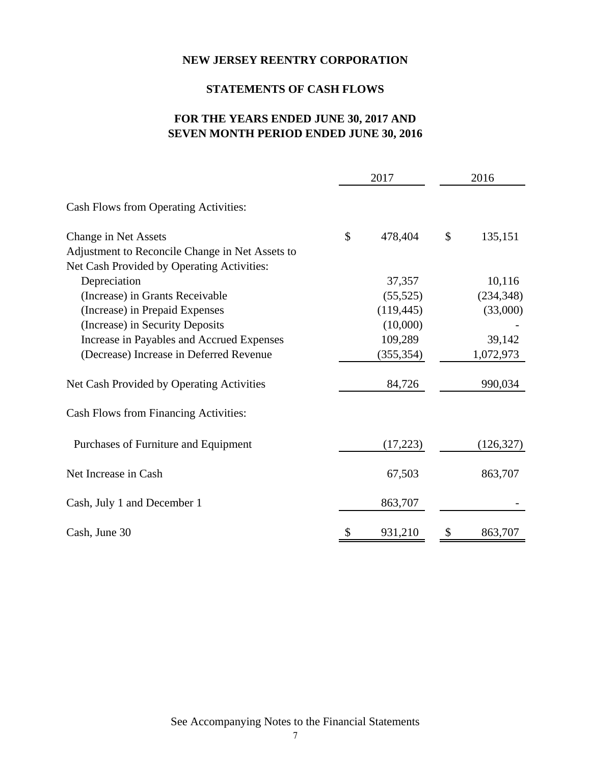# NEW JERSEY REENTRY CORPORATION

## STATEMENTS OF CASH FLOWS

## FOR THE YEARS ENDED JUNE 30, 2017 AND SEVEN MONTH PERIOD ENDED JUNE 30, 2016

| | 2017 | 2016 |
|---|---|---|
| Cash Flows from Operating Activities: | | |
| Change in Net Assets | $ 478,404 | $ 135,151 |
| Adjustment to Reconcile Change in Net Assets to Net Cash Provided by Operating Activities: | | |
| Depreciation | 37,357 | 10,116 |
| (Increase) in Grants Receivable | (55,525) | (234,348) |
| (Increase) in Prepaid Expenses | (119,445) | (33,000) |
| (Increase) in Security Deposits | (10,000) | - |
| Increase in Payables and Accrued Expenses | 109,289 | 39,142 |
| (Decrease) Increase in Deferred Revenue | (355,354) | 1,072,973 |
| Net Cash Provided by Operating Activities | 84,726 | 990,034 |
| Cash Flows from Financing Activities: | | |
| Purchases of Furniture and Equipment | (17,223) | (126,327) |
| Net Increase in Cash | 67,503 | 863,707 |
| Cash, July 1 and December 1 | 863,707 | - |
| Cash, June 30 | $ 931,210 | $ 863,707 |

See Accompanying Notes to the Financial Statements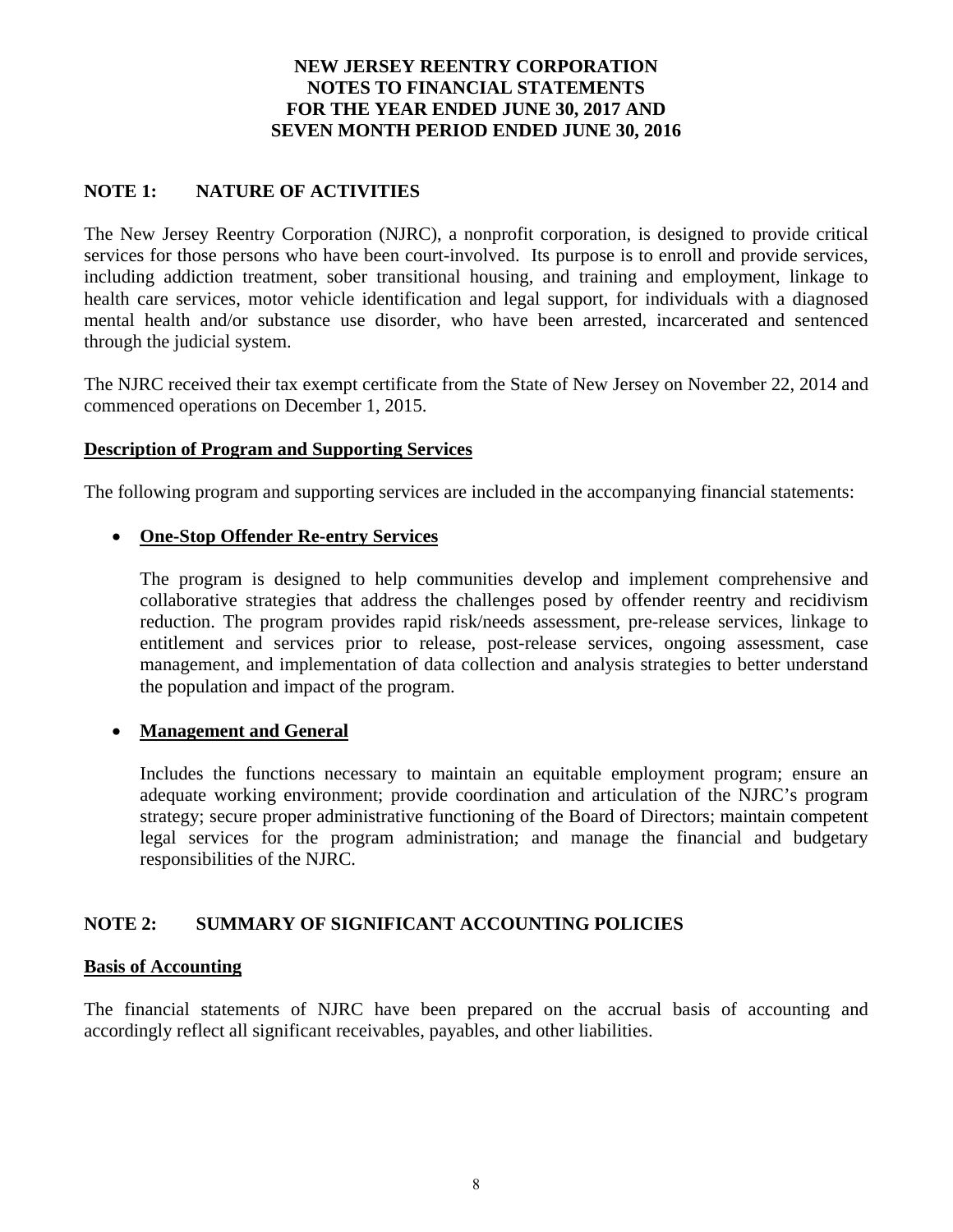# NEW JERSEY REENTRY CORPORATION
# NOTES TO FINANCIAL STATEMENTS
# FOR THE YEAR ENDED JUNE 30, 2017 AND
# SEVEN MONTH PERIOD ENDED JUNE 30, 2016

## NOTE 1: NATURE OF ACTIVITIES

The New Jersey Reentry Corporation (NJRC), a nonprofit corporation, is designed to provide critical services for those persons who have been court-involved. Its purpose is to enroll and provide services, including addiction treatment, sober transitional housing, and training and employment, linkage to health care services, motor vehicle identification and legal support, for individuals with a diagnosed mental health and/or substance use disorder, who have been arrested, incarcerated and sentenced through the judicial system.

The NJRC received their tax exempt certificate from the State of New Jersey on November 22, 2014 and commenced operations on December 1, 2015.

### Description of Program and Supporting Services

The following program and supporting services are included in the accompanying financial statements:

- **One-Stop Offender Re-entry Services**

  The program is designed to help communities develop and implement comprehensive and collaborative strategies that address the challenges posed by offender reentry and recidivism reduction. The program provides rapid risk/needs assessment, pre-release services, linkage to entitlement and services prior to release, post-release services, ongoing assessment, case management, and implementation of data collection and analysis strategies to better understand the population and impact of the program.

- **Management and General**

  Includes the functions necessary to maintain an equitable employment program; ensure an adequate working environment; provide coordination and articulation of the NJRC's program strategy; secure proper administrative functioning of the Board of Directors; maintain competent legal services for the program administration; and manage the financial and budgetary responsibilities of the NJRC.

## NOTE 2: SUMMARY OF SIGNIFICANT ACCOUNTING POLICIES

### Basis of Accounting

The financial statements of NJRC have been prepared on the accrual basis of accounting and accordingly reflect all significant receivables, payables, and other liabilities.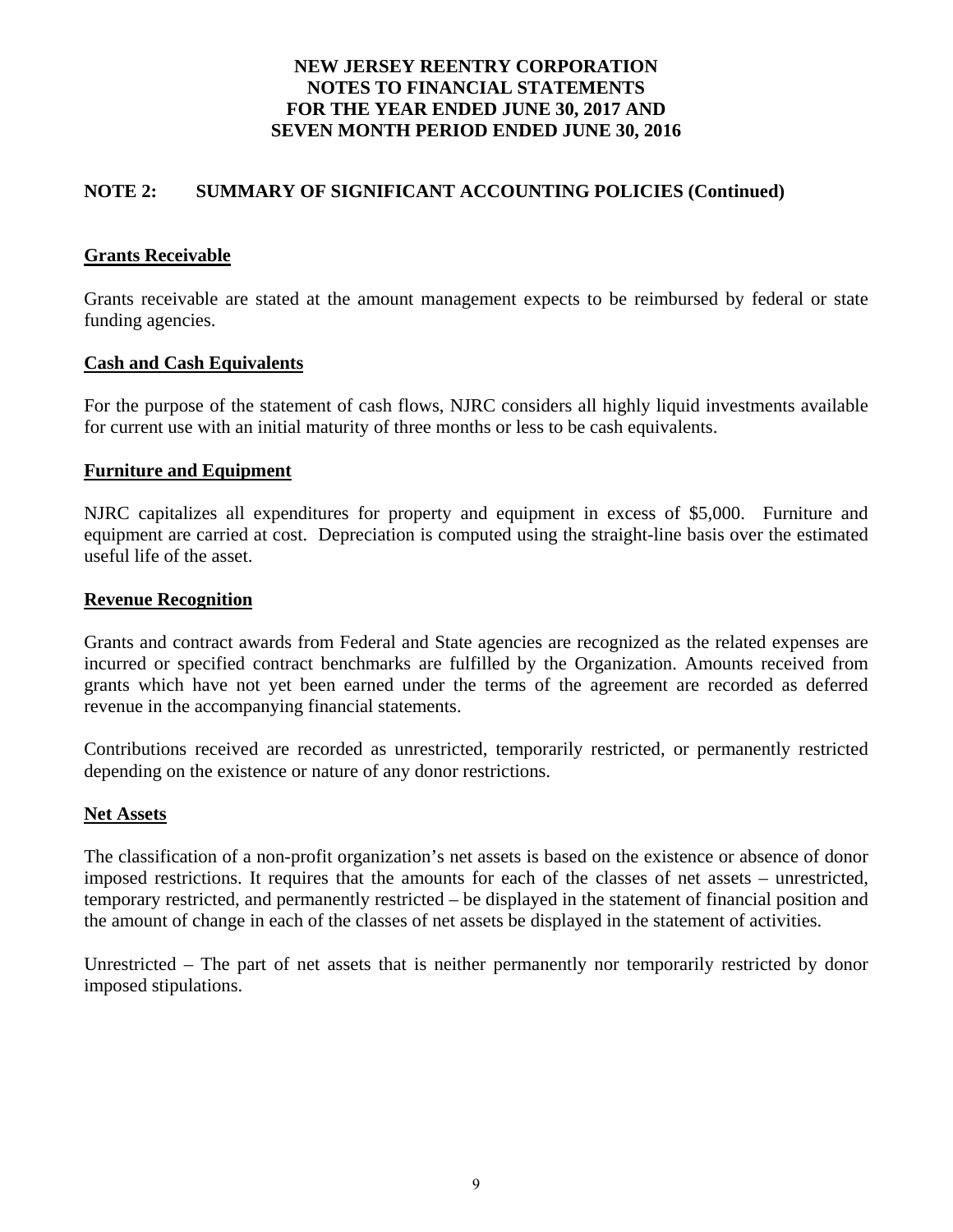# NEW JERSEY REENTRY CORPORATION
# NOTES TO FINANCIAL STATEMENTS
# FOR THE YEAR ENDED JUNE 30, 2017 AND
# SEVEN MONTH PERIOD ENDED JUNE 30, 2016

## NOTE 2: SUMMARY OF SIGNIFICANT ACCOUNTING POLICIES (Continued)

### Grants Receivable

Grants receivable are stated at the amount management expects to be reimbursed by federal or state funding agencies.

### Cash and Cash Equivalents

For the purpose of the statement of cash flows, NJRC considers all highly liquid investments available for current use with an initial maturity of three months or less to be cash equivalents.

### Furniture and Equipment

NJRC capitalizes all expenditures for property and equipment in excess of $5,000. Furniture and equipment are carried at cost. Depreciation is computed using the straight-line basis over the estimated useful life of the asset.

### Revenue Recognition

Grants and contract awards from Federal and State agencies are recognized as the related expenses are incurred or specified contract benchmarks are fulfilled by the Organization. Amounts received from grants which have not yet been earned under the terms of the agreement are recorded as deferred revenue in the accompanying financial statements.

Contributions received are recorded as unrestricted, temporarily restricted, or permanently restricted depending on the existence or nature of any donor restrictions.

### Net Assets

The classification of a non-profit organization's net assets is based on the existence or absence of donor imposed restrictions. It requires that the amounts for each of the classes of net assets – unrestricted, temporary restricted, and permanently restricted – be displayed in the statement of financial position and the amount of change in each of the classes of net assets be displayed in the statement of activities.

Unrestricted – The part of net assets that is neither permanently nor temporarily restricted by donor imposed stipulations.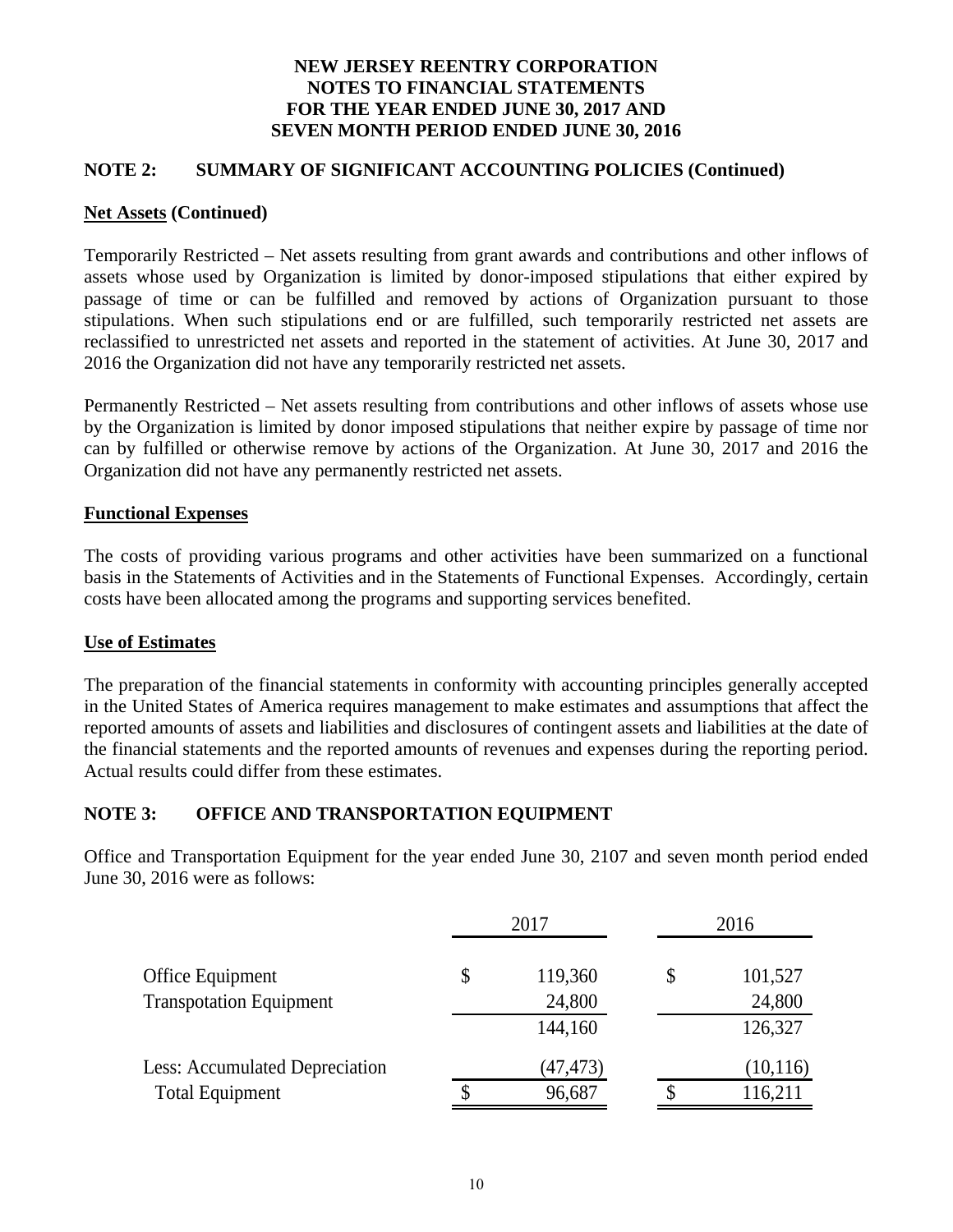# NEW JERSEY REENTRY CORPORATION
# NOTES TO FINANCIAL STATEMENTS
# FOR THE YEAR ENDED JUNE 30, 2017 AND
# SEVEN MONTH PERIOD ENDED JUNE 30, 2016

## NOTE 2: SUMMARY OF SIGNIFICANT ACCOUNTING POLICIES (Continued)

### Net Assets (Continued)

Temporarily Restricted – Net assets resulting from grant awards and contributions and other inflows of assets whose used by Organization is limited by donor-imposed stipulations that either expired by passage of time or can be fulfilled and removed by actions of Organization pursuant to those stipulations. When such stipulations end or are fulfilled, such temporarily restricted net assets are reclassified to unrestricted net assets and reported in the statement of activities. At June 30, 2017 and 2016 the Organization did not have any temporarily restricted net assets.

Permanently Restricted – Net assets resulting from contributions and other inflows of assets whose use by the Organization is limited by donor imposed stipulations that neither expire by passage of time nor can by fulfilled or otherwise remove by actions of the Organization. At June 30, 2017 and 2016 the Organization did not have any permanently restricted net assets.

### Functional Expenses

The costs of providing various programs and other activities have been summarized on a functional basis in the Statements of Activities and in the Statements of Functional Expenses. Accordingly, certain costs have been allocated among the programs and supporting services benefited.

### Use of Estimates

The preparation of the financial statements in conformity with accounting principles generally accepted in the United States of America requires management to make estimates and assumptions that affect the reported amounts of assets and liabilities and disclosures of contingent assets and liabilities at the date of the financial statements and the reported amounts of revenues and expenses during the reporting period. Actual results could differ from these estimates.

## NOTE 3: OFFICE AND TRANSPORTATION EQUIPMENT

Office and Transportation Equipment for the year ended June 30, 2107 and seven month period ended June 30, 2016 were as follows:

| | 2017 | 2016 |
|---|---|---|
| Office Equipment | $ 119,360 | $ 101,527 |
| Transpotation Equipment | 24,800 | 24,800 |
| | 144,160 | 126,327 |
| Less: Accumulated Depreciation | (47,473) | (10,116) |
| Total Equipment | $ 96,687 | $ 116,211 |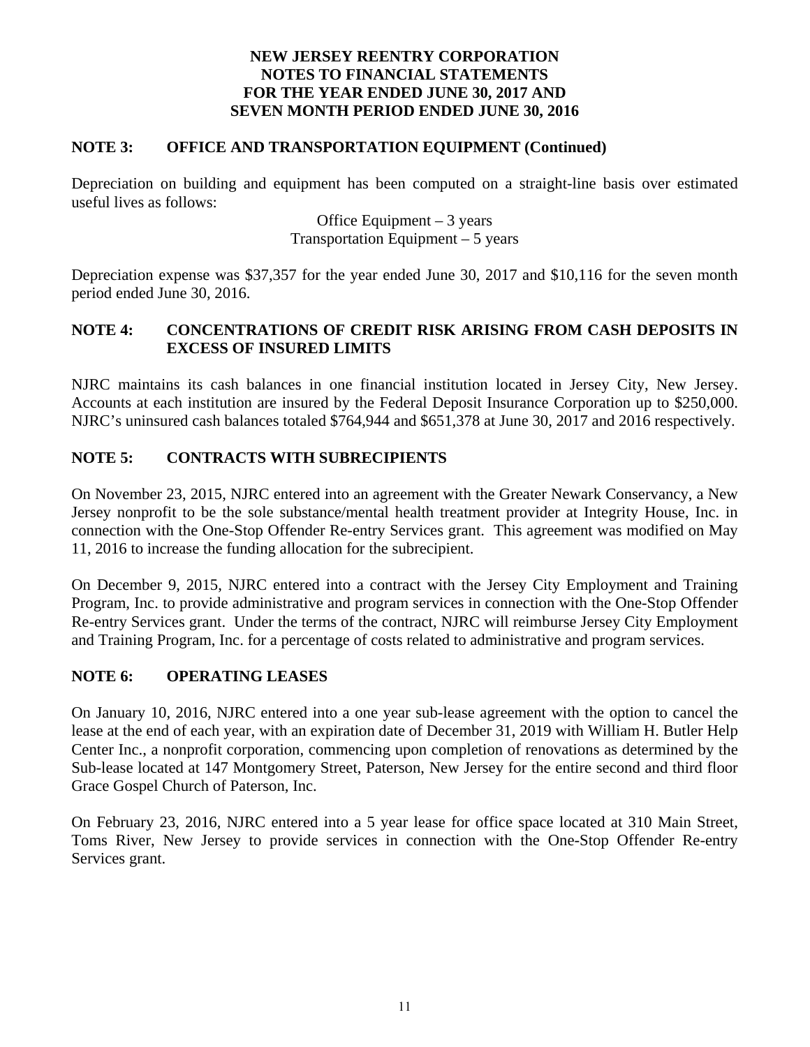# NEW JERSEY REENTRY CORPORATION
# NOTES TO FINANCIAL STATEMENTS
# FOR THE YEAR ENDED JUNE 30, 2017 AND
# SEVEN MONTH PERIOD ENDED JUNE 30, 2016

## NOTE 3: OFFICE AND TRANSPORTATION EQUIPMENT (Continued)

Depreciation on building and equipment has been computed on a straight-line basis over estimated useful lives as follows:

Office Equipment – 3 years
Transportation Equipment – 5 years

Depreciation expense was $37,357 for the year ended June 30, 2017 and $10,116 for the seven month period ended June 30, 2016.

## NOTE 4: CONCENTRATIONS OF CREDIT RISK ARISING FROM CASH DEPOSITS IN EXCESS OF INSURED LIMITS

NJRC maintains its cash balances in one financial institution located in Jersey City, New Jersey. Accounts at each institution are insured by the Federal Deposit Insurance Corporation up to $250,000. NJRC's uninsured cash balances totaled $764,944 and $651,378 at June 30, 2017 and 2016 respectively.

## NOTE 5: CONTRACTS WITH SUBRECIPIENTS

On November 23, 2015, NJRC entered into an agreement with the Greater Newark Conservancy, a New Jersey nonprofit to be the sole substance/mental health treatment provider at Integrity House, Inc. in connection with the One-Stop Offender Re-entry Services grant. This agreement was modified on May 11, 2016 to increase the funding allocation for the subrecipient.

On December 9, 2015, NJRC entered into a contract with the Jersey City Employment and Training Program, Inc. to provide administrative and program services in connection with the One-Stop Offender Re-entry Services grant. Under the terms of the contract, NJRC will reimburse Jersey City Employment and Training Program, Inc. for a percentage of costs related to administrative and program services.

## NOTE 6: OPERATING LEASES

On January 10, 2016, NJRC entered into a one year sub-lease agreement with the option to cancel the lease at the end of each year, with an expiration date of December 31, 2019 with William H. Butler Help Center Inc., a nonprofit corporation, commencing upon completion of renovations as determined by the Sub-lease located at 147 Montgomery Street, Paterson, New Jersey for the entire second and third floor Grace Gospel Church of Paterson, Inc.

On February 23, 2016, NJRC entered into a 5 year lease for office space located at 310 Main Street, Toms River, New Jersey to provide services in connection with the One-Stop Offender Re-entry Services grant.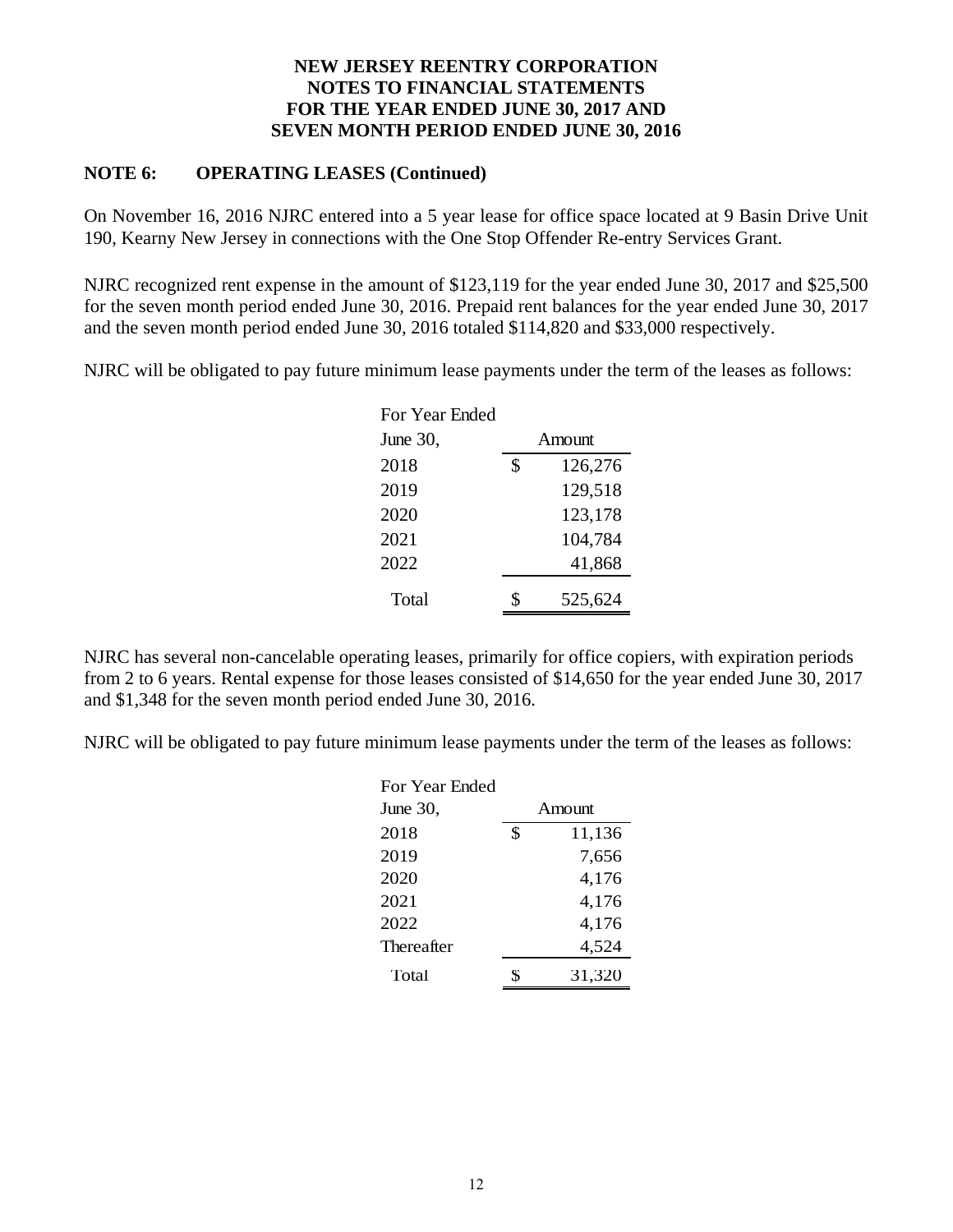# NEW JERSEY REENTRY CORPORATION
# NOTES TO FINANCIAL STATEMENTS
# FOR THE YEAR ENDED JUNE 30, 2017 AND
# SEVEN MONTH PERIOD ENDED JUNE 30, 2016

## NOTE 6: OPERATING LEASES (Continued)

On November 16, 2016 NJRC entered into a 5 year lease for office space located at 9 Basin Drive Unit 190, Kearny New Jersey in connections with the One Stop Offender Re-entry Services Grant.

NJRC recognized rent expense in the amount of $123,119 for the year ended June 30, 2017 and $25,500 for the seven month period ended June 30, 2016. Prepaid rent balances for the year ended June 30, 2017 and the seven month period ended June 30, 2016 totaled $114,820 and $33,000 respectively.

NJRC will be obligated to pay future minimum lease payments under the term of the leases as follows:

| For Year Ended June 30, | Amount |
|---|---|
| 2018 | $ 126,276 |
| 2019 | 129,518 |
| 2020 | 123,178 |
| 2021 | 104,784 |
| 2022 | 41,868 |
| Total | $ 525,624 |

NJRC has several non-cancelable operating leases, primarily for office copiers, with expiration periods from 2 to 6 years. Rental expense for those leases consisted of $14,650 for the year ended June 30, 2017 and $1,348 for the seven month period ended June 30, 2016.

NJRC will be obligated to pay future minimum lease payments under the term of the leases as follows:

| For Year Ended June 30, | Amount |
|---|---|
| 2018 | $ 11,136 |
| 2019 | 7,656 |
| 2020 | 4,176 |
| 2021 | 4,176 |
| 2022 | 4,176 |
| Thereafter | 4,524 |
| Total | $ 31,320 |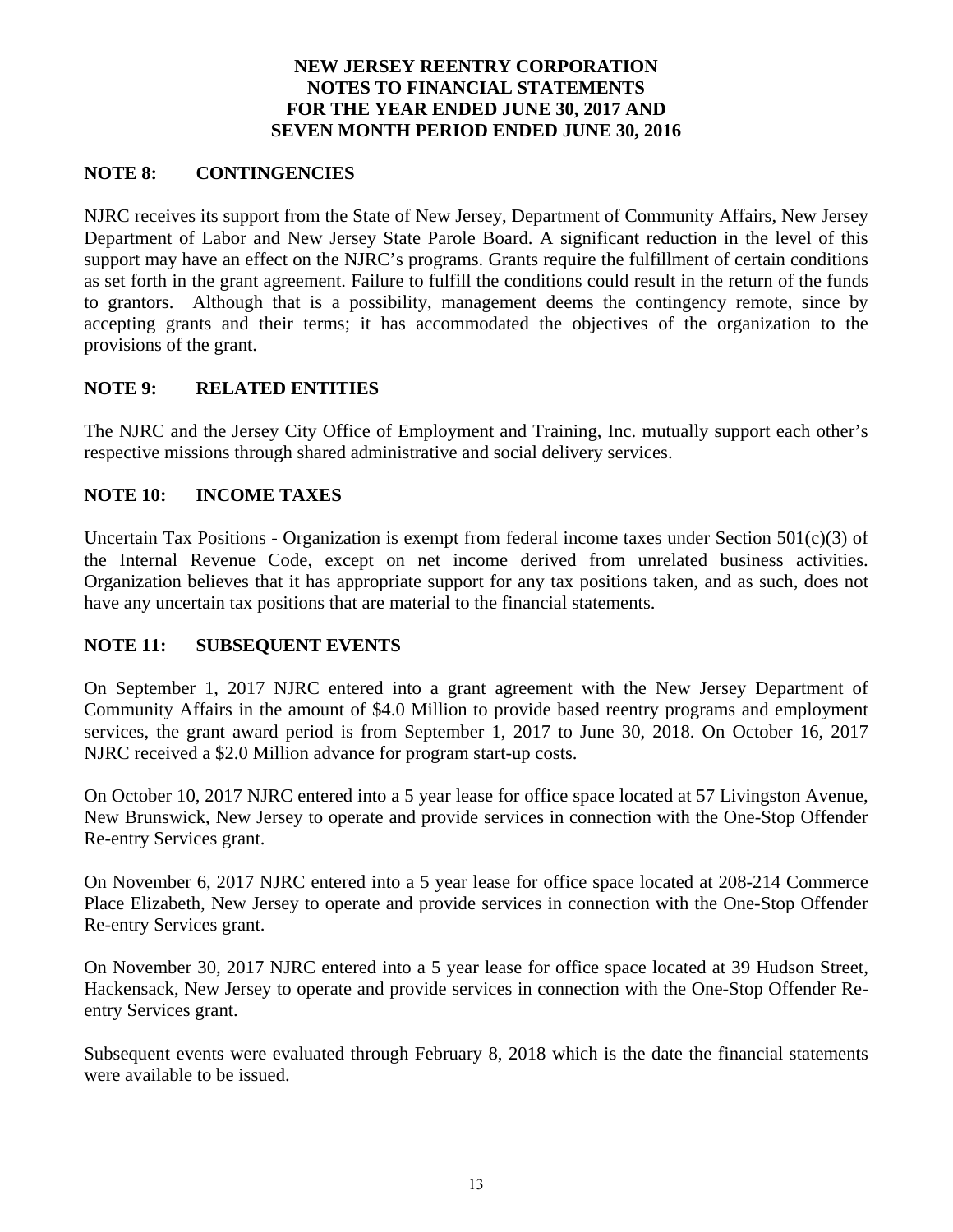**NEW JERSEY REENTRY CORPORATION**
**NOTES TO FINANCIAL STATEMENTS**
**FOR THE YEAR ENDED JUNE 30, 2017 AND**
**SEVEN MONTH PERIOD ENDED JUNE 30, 2016**

## NOTE 8: CONTINGENCIES

NJRC receives its support from the State of New Jersey, Department of Community Affairs, New Jersey Department of Labor and New Jersey State Parole Board. A significant reduction in the level of this support may have an effect on the NJRC's programs. Grants require the fulfillment of certain conditions as set forth in the grant agreement. Failure to fulfill the conditions could result in the return of the funds to grantors. Although that is a possibility, management deems the contingency remote, since by accepting grants and their terms; it has accommodated the objectives of the organization to the provisions of the grant.

## NOTE 9: RELATED ENTITIES

The NJRC and the Jersey City Office of Employment and Training, Inc. mutually support each other's respective missions through shared administrative and social delivery services.

## NOTE 10: INCOME TAXES

Uncertain Tax Positions - Organization is exempt from federal income taxes under Section 501(c)(3) of the Internal Revenue Code, except on net income derived from unrelated business activities. Organization believes that it has appropriate support for any tax positions taken, and as such, does not have any uncertain tax positions that are material to the financial statements.

## NOTE 11: SUBSEQUENT EVENTS

On September 1, 2017 NJRC entered into a grant agreement with the New Jersey Department of Community Affairs in the amount of $4.0 Million to provide based reentry programs and employment services, the grant award period is from September 1, 2017 to June 30, 2018. On October 16, 2017 NJRC received a $2.0 Million advance for program start-up costs.

On October 10, 2017 NJRC entered into a 5 year lease for office space located at 57 Livingston Avenue, New Brunswick, New Jersey to operate and provide services in connection with the One-Stop Offender Re-entry Services grant.

On November 6, 2017 NJRC entered into a 5 year lease for office space located at 208-214 Commerce Place Elizabeth, New Jersey to operate and provide services in connection with the One-Stop Offender Re-entry Services grant.

On November 30, 2017 NJRC entered into a 5 year lease for office space located at 39 Hudson Street, Hackensack, New Jersey to operate and provide services in connection with the One-Stop Offender Re-entry Services grant.

Subsequent events were evaluated through February 8, 2018 which is the date the financial statements were available to be issued.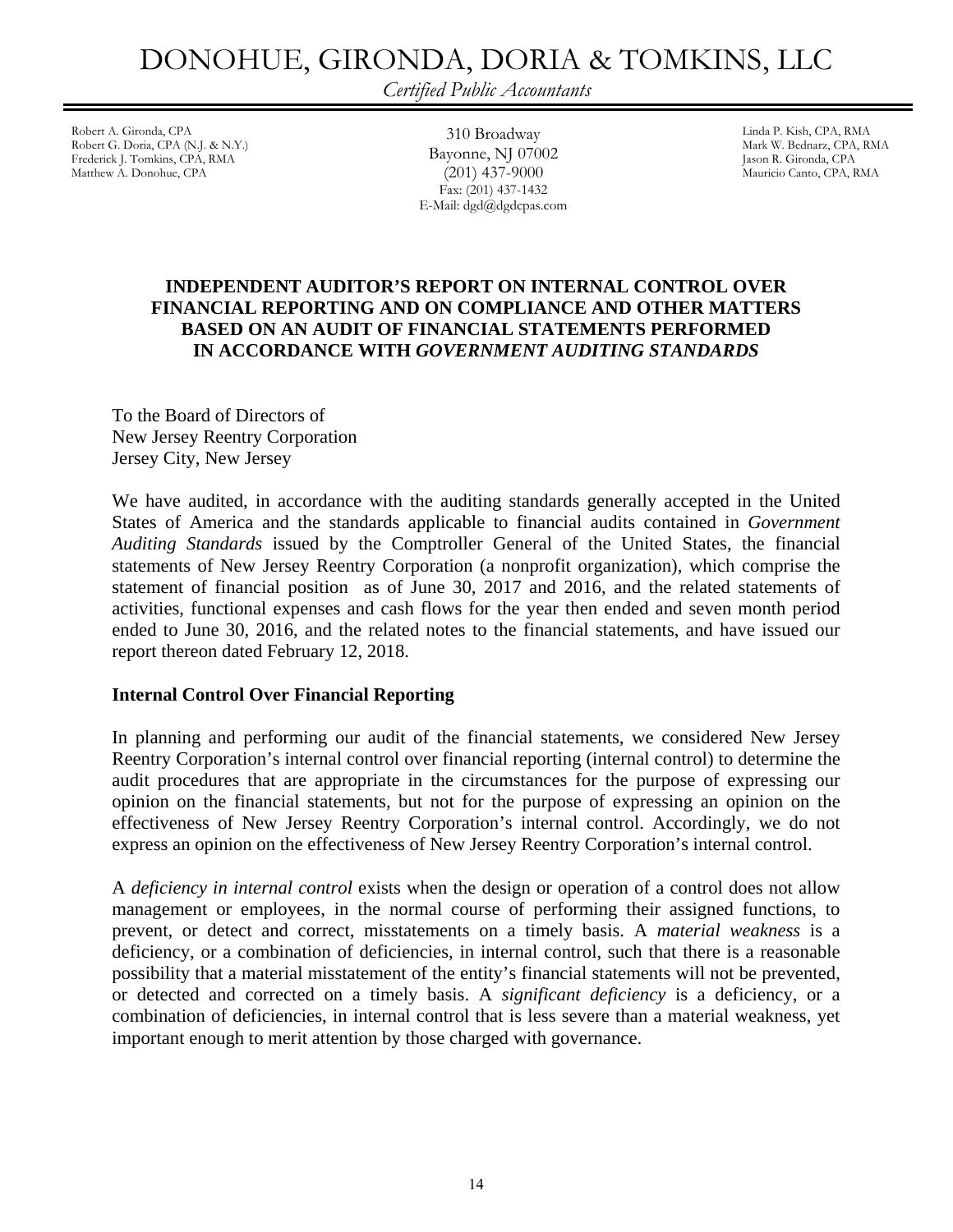# DONOHUE, GIRONDA, DORIA & TOMKINS, LLC

*Certified Public Accountants*

Robert A. Gironda, CPA
Robert G. Doria, CPA (N.J. & N.Y.)
Frederick J. Tomkins, CPA, RMA
Matthew A. Donohue, CPA

310 Broadway
Bayonne, NJ 07002
(201) 437-9000
Fax: (201) 437-1432
E-Mail: dgd@dgdcpas.com

Linda P. Kish, CPA, RMA
Mark W. Bednarz, CPA, RMA
Jason R. Gironda, CPA
Mauricio Canto, CPA, RMA

## INDEPENDENT AUDITOR'S REPORT ON INTERNAL CONTROL OVER FINANCIAL REPORTING AND ON COMPLIANCE AND OTHER MATTERS BASED ON AN AUDIT OF FINANCIAL STATEMENTS PERFORMED IN ACCORDANCE WITH *GOVERNMENT AUDITING STANDARDS*

To the Board of Directors of
New Jersey Reentry Corporation
Jersey City, New Jersey

We have audited, in accordance with the auditing standards generally accepted in the United States of America and the standards applicable to financial audits contained in *Government Auditing Standards* issued by the Comptroller General of the United States, the financial statements of New Jersey Reentry Corporation (a nonprofit organization), which comprise the statement of financial position as of June 30, 2017 and 2016, and the related statements of activities, functional expenses and cash flows for the year then ended and seven month period ended to June 30, 2016, and the related notes to the financial statements, and have issued our report thereon dated February 12, 2018.

### Internal Control Over Financial Reporting

In planning and performing our audit of the financial statements, we considered New Jersey Reentry Corporation's internal control over financial reporting (internal control) to determine the audit procedures that are appropriate in the circumstances for the purpose of expressing our opinion on the financial statements, but not for the purpose of expressing an opinion on the effectiveness of New Jersey Reentry Corporation's internal control. Accordingly, we do not express an opinion on the effectiveness of New Jersey Reentry Corporation's internal control.

A *deficiency in internal control* exists when the design or operation of a control does not allow management or employees, in the normal course of performing their assigned functions, to prevent, or detect and correct, misstatements on a timely basis. A *material weakness* is a deficiency, or a combination of deficiencies, in internal control, such that there is a reasonable possibility that a material misstatement of the entity's financial statements will not be prevented, or detected and corrected on a timely basis. A *significant deficiency* is a deficiency, or a combination of deficiencies, in internal control that is less severe than a material weakness, yet important enough to merit attention by those charged with governance.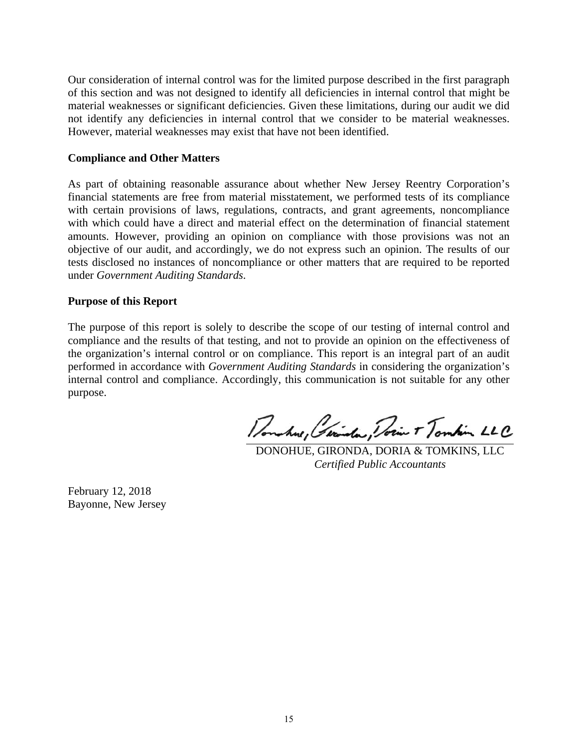Our consideration of internal control was for the limited purpose described in the first paragraph of this section and was not designed to identify all deficiencies in internal control that might be material weaknesses or significant deficiencies. Given these limitations, during our audit we did not identify any deficiencies in internal control that we consider to be material weaknesses. However, material weaknesses may exist that have not been identified.

**Compliance and Other Matters**

As part of obtaining reasonable assurance about whether New Jersey Reentry Corporation's financial statements are free from material misstatement, we performed tests of its compliance with certain provisions of laws, regulations, contracts, and grant agreements, noncompliance with which could have a direct and material effect on the determination of financial statement amounts. However, providing an opinion on compliance with those provisions was not an objective of our audit, and accordingly, we do not express such an opinion. The results of our tests disclosed no instances of noncompliance or other matters that are required to be reported under *Government Auditing Standards*.

**Purpose of this Report**

The purpose of this report is solely to describe the scope of our testing of internal control and compliance and the results of that testing, and not to provide an opinion on the effectiveness of the organization's internal control or on compliance. This report is an integral part of an audit performed in accordance with *Government Auditing Standards* in considering the organization's internal control and compliance. Accordingly, this communication is not suitable for any other purpose.

Donohue, Gironda, Doria & Tomkins LLC

DONOHUE, GIRONDA, DORIA & TOMKINS, LLC
*Certified Public Accountants*

February 12, 2018
Bayonne, New Jersey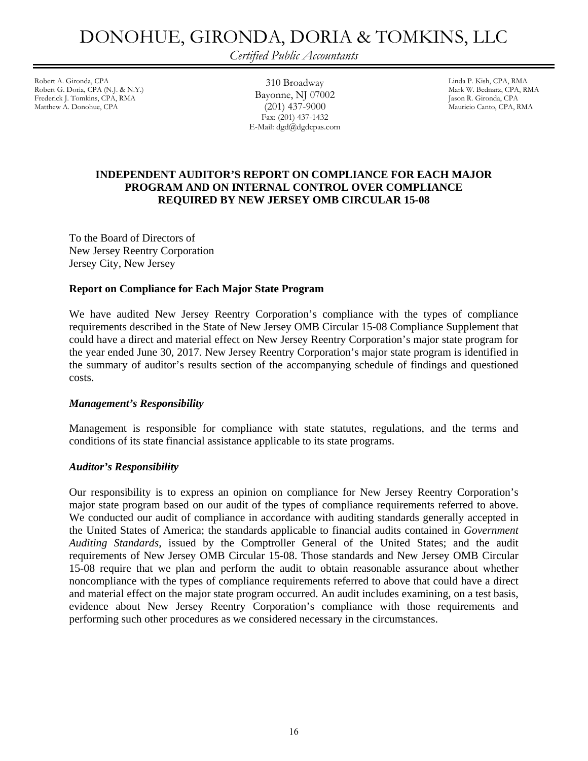# DONOHUE, GIRONDA, DORIA & TOMKINS, LLC

*Certified Public Accountants*

Robert A. Gironda, CPA
Robert G. Doria, CPA (N.J. & N.Y.)
Frederick J. Tomkins, CPA, RMA
Matthew A. Donohue, CPA

310 Broadway
Bayonne, NJ 07002
(201) 437-9000
Fax: (201) 437-1432
E-Mail: dgd@dgdcpas.com

Linda P. Kish, CPA, RMA
Mark W. Bednarz, CPA, RMA
Jason R. Gironda, CPA
Mauricio Canto, CPA, RMA

## INDEPENDENT AUDITOR'S REPORT ON COMPLIANCE FOR EACH MAJOR PROGRAM AND ON INTERNAL CONTROL OVER COMPLIANCE REQUIRED BY NEW JERSEY OMB CIRCULAR 15-08

To the Board of Directors of
New Jersey Reentry Corporation
Jersey City, New Jersey

### Report on Compliance for Each Major State Program

We have audited New Jersey Reentry Corporation's compliance with the types of compliance requirements described in the State of New Jersey OMB Circular 15-08 Compliance Supplement that could have a direct and material effect on New Jersey Reentry Corporation's major state program for the year ended June 30, 2017. New Jersey Reentry Corporation's major state program is identified in the summary of auditor's results section of the accompanying schedule of findings and questioned costs.

#### *Management's Responsibility*

Management is responsible for compliance with state statutes, regulations, and the terms and conditions of its state financial assistance applicable to its state programs.

#### *Auditor's Responsibility*

Our responsibility is to express an opinion on compliance for New Jersey Reentry Corporation's major state program based on our audit of the types of compliance requirements referred to above. We conducted our audit of compliance in accordance with auditing standards generally accepted in the United States of America; the standards applicable to financial audits contained in *Government Auditing Standards*, issued by the Comptroller General of the United States; and the audit requirements of New Jersey OMB Circular 15-08. Those standards and New Jersey OMB Circular 15-08 require that we plan and perform the audit to obtain reasonable assurance about whether noncompliance with the types of compliance requirements referred to above that could have a direct and material effect on the major state program occurred. An audit includes examining, on a test basis, evidence about New Jersey Reentry Corporation's compliance with those requirements and performing such other procedures as we considered necessary in the circumstances.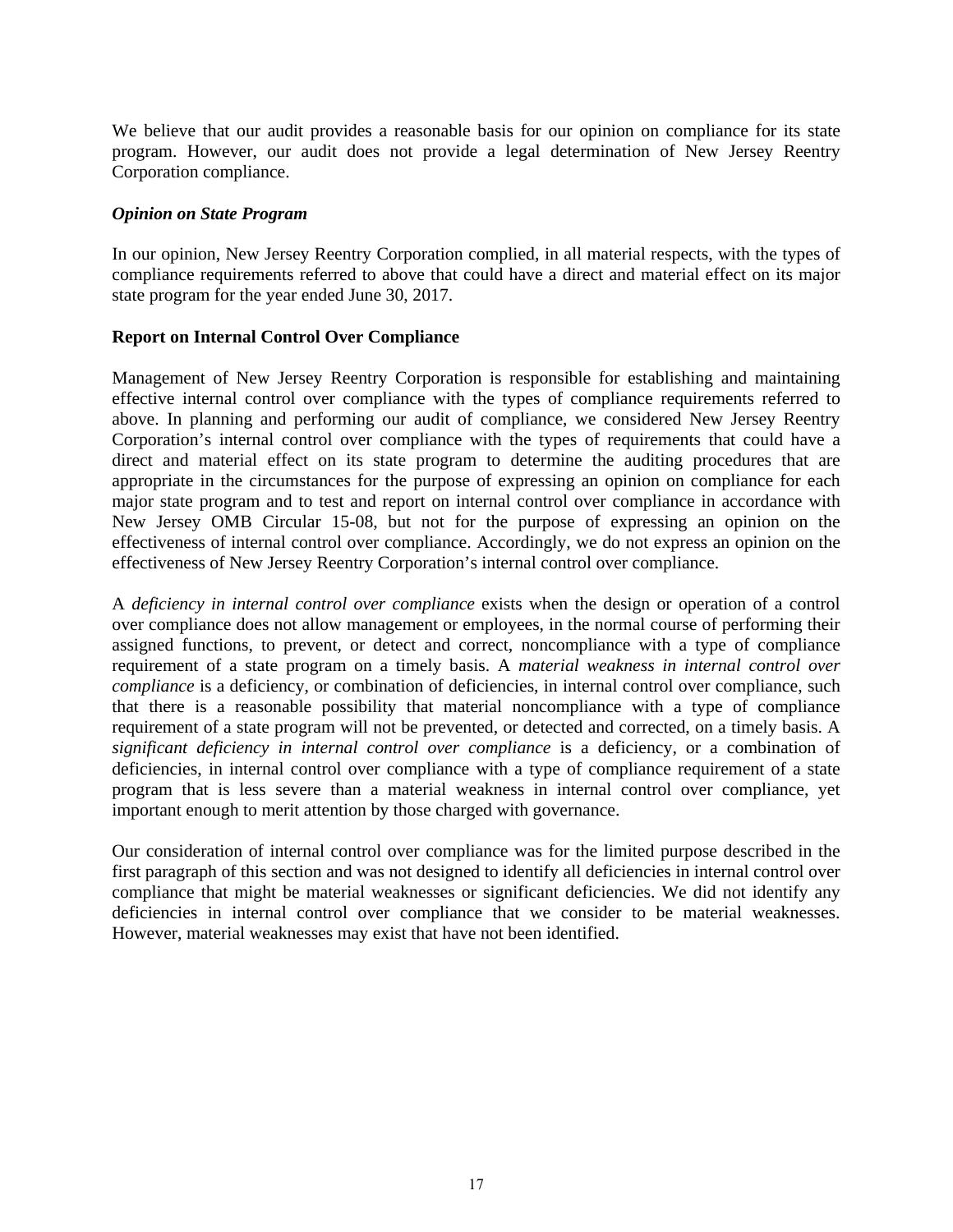We believe that our audit provides a reasonable basis for our opinion on compliance for its state program. However, our audit does not provide a legal determination of New Jersey Reentry Corporation compliance.

***Opinion on State Program***

In our opinion, New Jersey Reentry Corporation complied, in all material respects, with the types of compliance requirements referred to above that could have a direct and material effect on its major state program for the year ended June 30, 2017.

**Report on Internal Control Over Compliance**

Management of New Jersey Reentry Corporation is responsible for establishing and maintaining effective internal control over compliance with the types of compliance requirements referred to above. In planning and performing our audit of compliance, we considered New Jersey Reentry Corporation's internal control over compliance with the types of requirements that could have a direct and material effect on its state program to determine the auditing procedures that are appropriate in the circumstances for the purpose of expressing an opinion on compliance for each major state program and to test and report on internal control over compliance in accordance with New Jersey OMB Circular 15-08, but not for the purpose of expressing an opinion on the effectiveness of internal control over compliance. Accordingly, we do not express an opinion on the effectiveness of New Jersey Reentry Corporation's internal control over compliance.

A *deficiency in internal control over compliance* exists when the design or operation of a control over compliance does not allow management or employees, in the normal course of performing their assigned functions, to prevent, or detect and correct, noncompliance with a type of compliance requirement of a state program on a timely basis. A *material weakness in internal control over compliance* is a deficiency, or combination of deficiencies, in internal control over compliance, such that there is a reasonable possibility that material noncompliance with a type of compliance requirement of a state program will not be prevented, or detected and corrected, on a timely basis. A *significant deficiency in internal control over compliance* is a deficiency, or a combination of deficiencies, in internal control over compliance with a type of compliance requirement of a state program that is less severe than a material weakness in internal control over compliance, yet important enough to merit attention by those charged with governance.

Our consideration of internal control over compliance was for the limited purpose described in the first paragraph of this section and was not designed to identify all deficiencies in internal control over compliance that might be material weaknesses or significant deficiencies. We did not identify any deficiencies in internal control over compliance that we consider to be material weaknesses. However, material weaknesses may exist that have not been identified.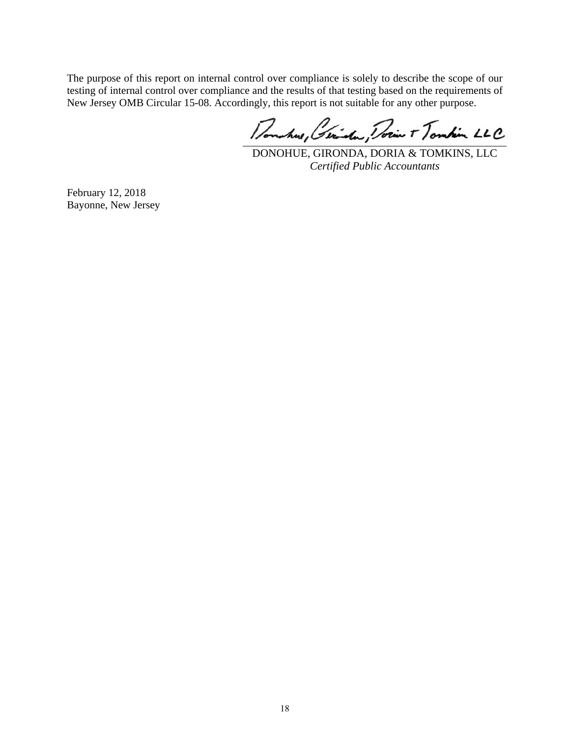The purpose of this report on internal control over compliance is solely to describe the scope of our testing of internal control over compliance and the results of that testing based on the requirements of New Jersey OMB Circular 15-08. Accordingly, this report is not suitable for any other purpose.

DONOHUE, GIRONDA, DORIA & TOMKINS, LLC
*Certified Public Accountants*

February 12, 2018
Bayonne, New Jersey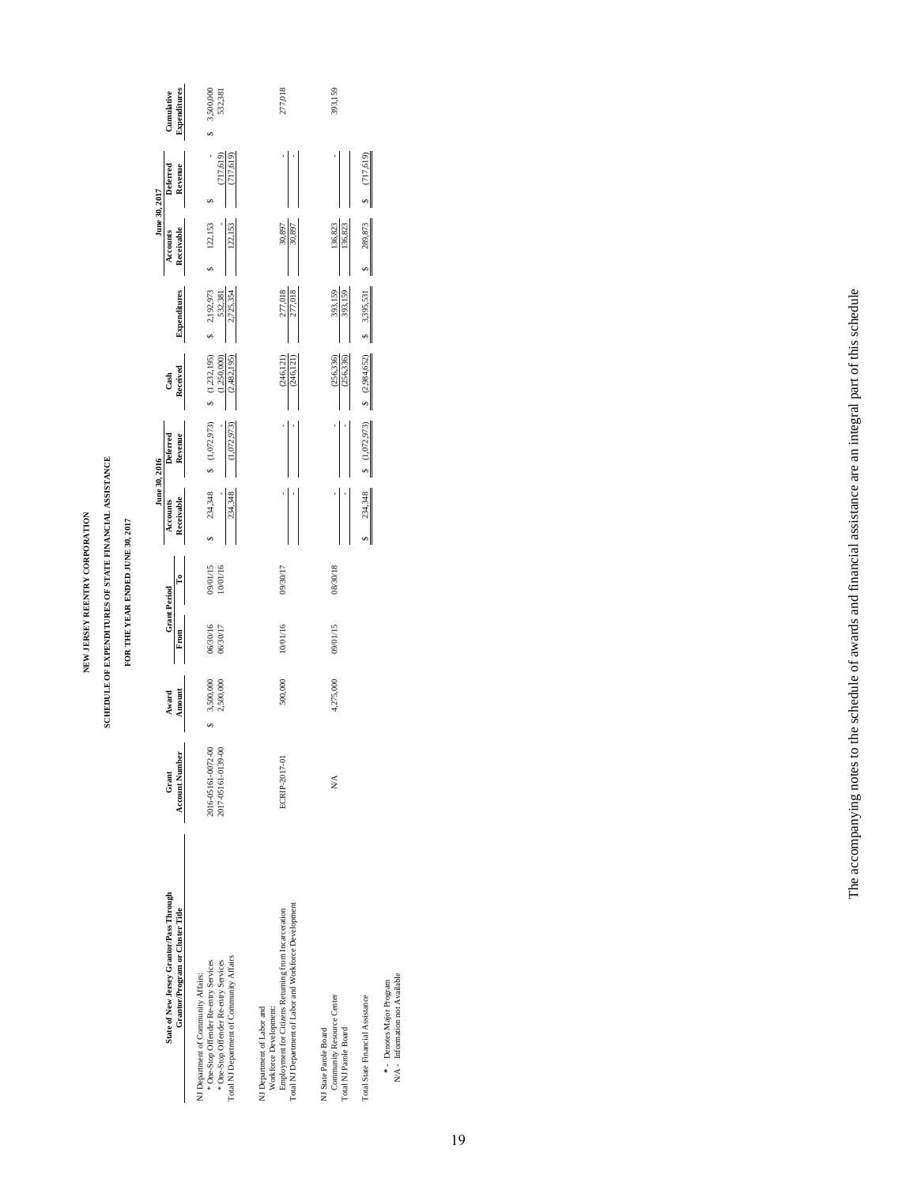**NEW JERSEY REENTRY CORPORATION**

**SCHEDULE OF EXPENDITURES OF STATE FINANCIAL ASSISTANCE**

**FOR THE YEAR ENDED JUNE 30, 2017**

| State of New Jersey Grantor/Pass Through Grantor/Program or Cluster Title | Grant Account Number | Award Amount | Grant Period From | Grant Period To | June 30, 2016 Accounts Receivable | June 30, 2016 Deferred Revenue | Cash Received | Expenditures | June 30, 2017 Accounts Receivable | June 30, 2017 Deferred Revenue | Cumulative Expenditures |
|---|---|---|---|---|---|---|---|---|---|---|---|
| NJ Department of Community Affairs: | | | | | | | | | | | |
| * One-Stop Offender Re-entry Services | 2016-05161-0072-00 | $ 3,500,000 | 06/30/16 | 09/01/15 | $ 234,348 | $ (1,072,973) | $ (1,232,195) | $ 2,192,973 | $ 122,153 | $ - | $ 3,500,000 |
| * One-Stop Offender Re-entry Services | 2017-05161-0139-00 | 2,500,000 | 06/30/17 | 10/01/16 | - | - | (1,250,000) | 532,381 | - | (717,619) | 532,381 |
| Total NJ Department of Community Affairs | | | | | 234,348 | (1,072,973) | (2,482,195) | 2,725,354 | 122,153 | (717,619) | |
| NJ Department of Labor and Workforce Development: | | | | | | | | | | | |
| Employment for Citizens Returning from Incarceration | ECRIP-2017-01 | 500,000 | 10/01/16 | 09/30/17 | - | - | (246,121) | 277,018 | 30,897 | - | 277,018 |
| Total NJ Department of Labor and Workforce Development | | | | | - | - | (246,121) | 277,018 | 30,897 | - | |
| NJ State Parole Board | | | | | | | | | | | |
| Community Resource Center | N/A | 4,275,000 | 09/01/15 | 08/30/18 | - | - | (256,336) | 393,159 | 136,823 | - | 393,159 |
| Total NJ Parole Board | | | | | - | - | (256,336) | 393,159 | 136,823 | - | |
| Total State Financial Assistance | | | | | $ 234,348 | $ (1,072,973) | $ (2,984,652) | $ 3,395,531 | $ 289,873 | $ (717,619) | |

\* - Denotes Major Program
N/A - Information not Available

The accompanying notes to the schedule of awards and financial assistance are an integral part of this schedule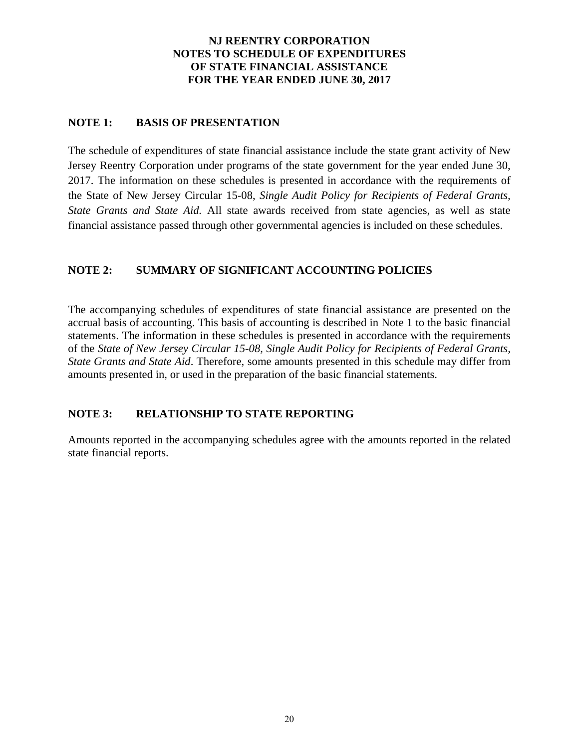# NJ REENTRY CORPORATION
## NOTES TO SCHEDULE OF EXPENDITURES
## OF STATE FINANCIAL ASSISTANCE
## FOR THE YEAR ENDED JUNE 30, 2017

### NOTE 1: BASIS OF PRESENTATION

The schedule of expenditures of state financial assistance include the state grant activity of New Jersey Reentry Corporation under programs of the state government for the year ended June 30, 2017. The information on these schedules is presented in accordance with the requirements of the State of New Jersey Circular 15-08, *Single Audit Policy for Recipients of Federal Grants, State Grants and State Aid.* All state awards received from state agencies, as well as state financial assistance passed through other governmental agencies is included on these schedules.

### NOTE 2: SUMMARY OF SIGNIFICANT ACCOUNTING POLICIES

The accompanying schedules of expenditures of state financial assistance are presented on the accrual basis of accounting. This basis of accounting is described in Note 1 to the basic financial statements. The information in these schedules is presented in accordance with the requirements of the *State of New Jersey Circular 15-08, Single Audit Policy for Recipients of Federal Grants, State Grants and State Aid*. Therefore, some amounts presented in this schedule may differ from amounts presented in, or used in the preparation of the basic financial statements.

### NOTE 3: RELATIONSHIP TO STATE REPORTING

Amounts reported in the accompanying schedules agree with the amounts reported in the related state financial reports.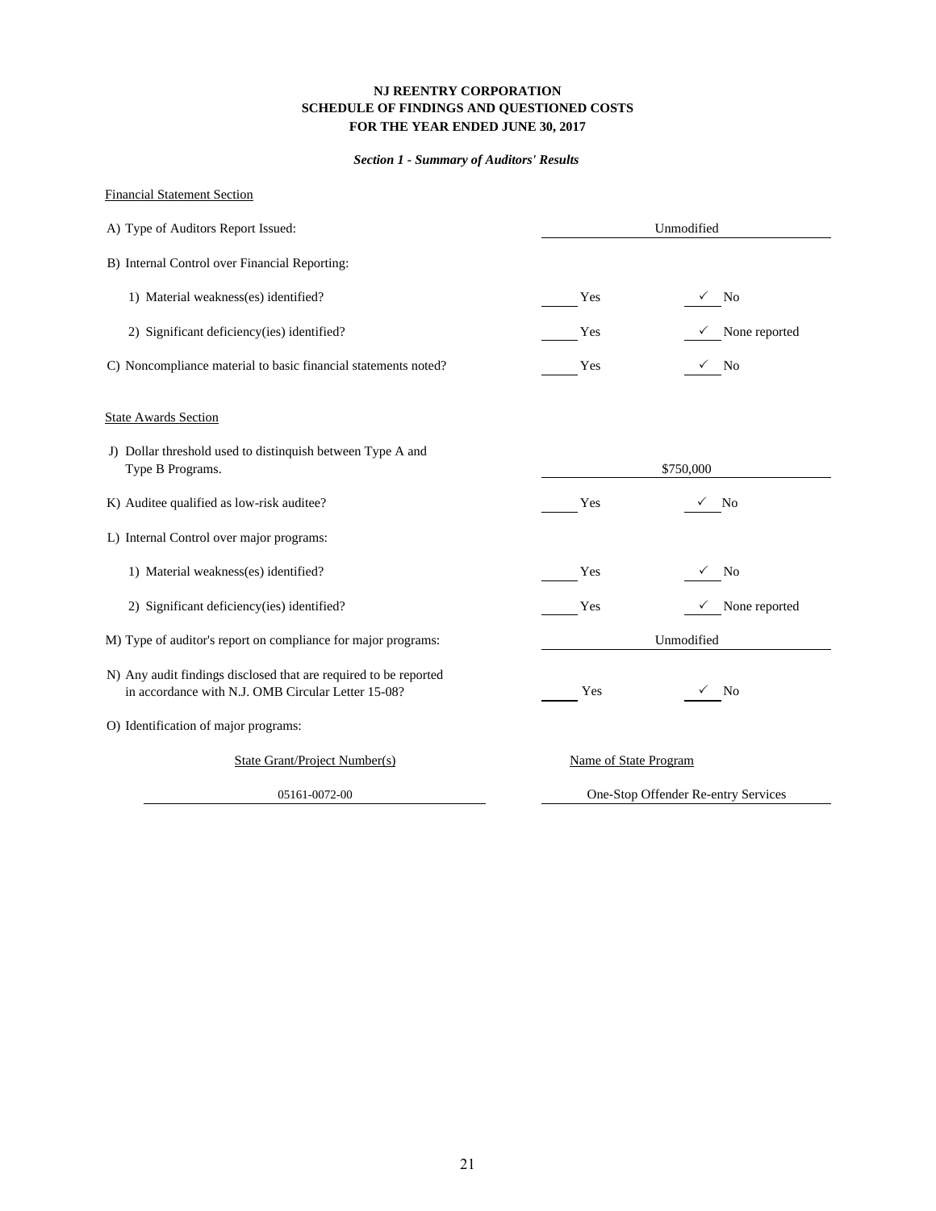**NJ REENTRY CORPORATION**
**SCHEDULE OF FINDINGS AND QUESTIONED COSTS**
**FOR THE YEAR ENDED JUNE 30, 2017**

***Section 1 - Summary of Auditors' Results***

Financial Statement Section

A) Type of Auditors Report Issued: Unmodified

B) Internal Control over Financial Reporting:

1) Material weakness(es) identified? ____ Yes ✓ No

2) Significant deficiency(ies) identified? ____ Yes ✓ None reported

C) Noncompliance material to basic financial statements noted? ____ Yes ✓ No

State Awards Section

J) Dollar threshold used to distinquish between Type A and Type B Programs. $750,000

K) Auditee qualified as low-risk auditee? ____ Yes ✓ No

L) Internal Control over major programs:

1) Material weakness(es) identified? ____ Yes ✓ No

2) Significant deficiency(ies) identified? ____ Yes ✓ None reported

M) Type of auditor's report on compliance for major programs: Unmodified

N) Any audit findings disclosed that are required to be reported in accordance with N.J. OMB Circular Letter 15-08? ____ Yes ✓ No

O) Identification of major programs:

| State Grant/Project Number(s) | Name of State Program |
|---|---|
| 05161-0072-00 | One-Stop Offender Re-entry Services |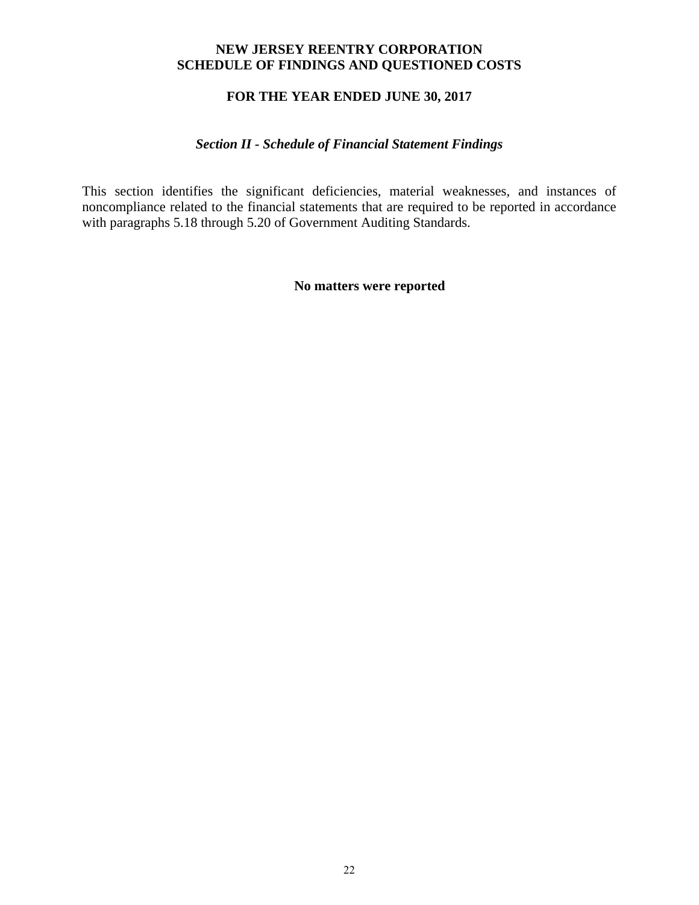**NEW JERSEY REENTRY CORPORATION**
**SCHEDULE OF FINDINGS AND QUESTIONED COSTS**

**FOR THE YEAR ENDED JUNE 30, 2017**

***Section II - Schedule of Financial Statement Findings***

This section identifies the significant deficiencies, material weaknesses, and instances of noncompliance related to the financial statements that are required to be reported in accordance with paragraphs 5.18 through 5.20 of Government Auditing Standards.

**No matters were reported**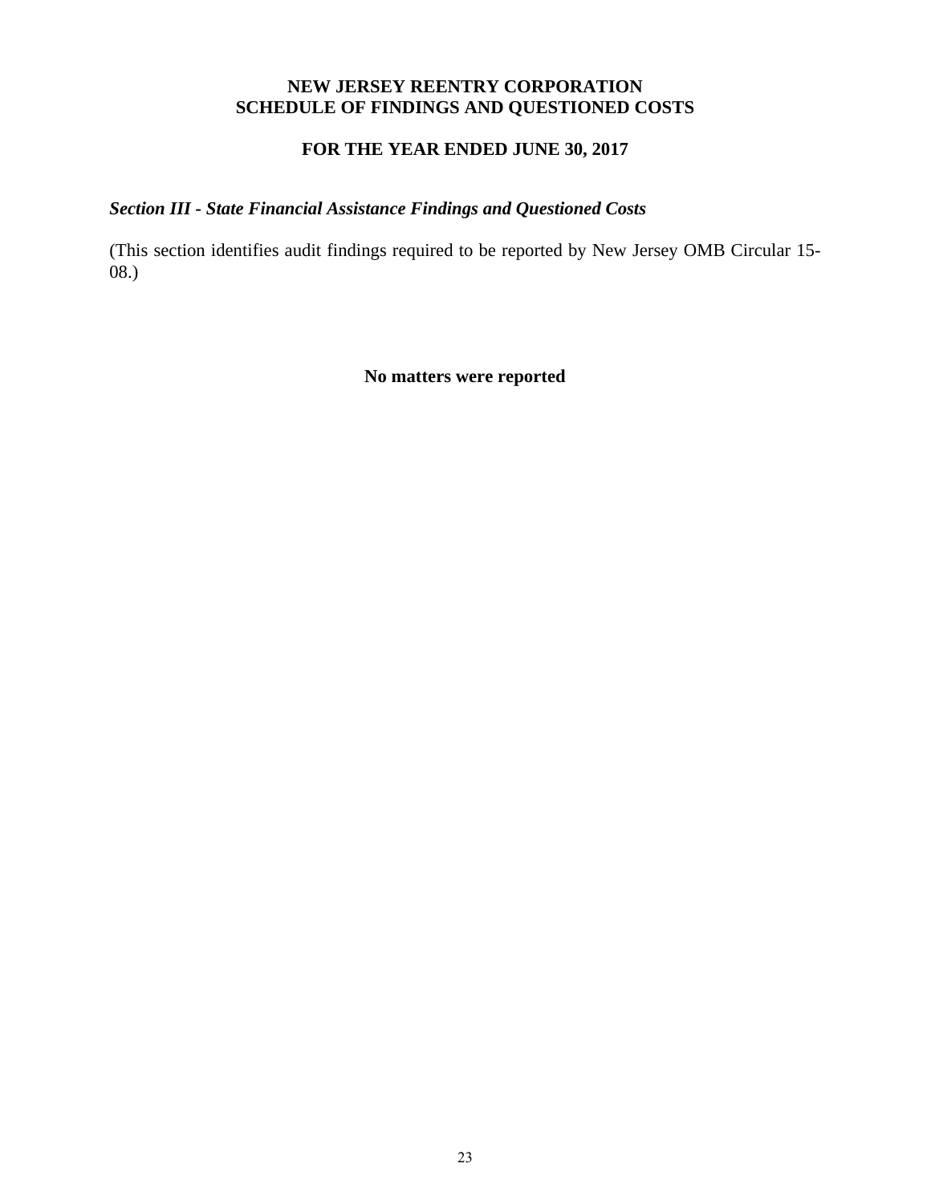# NEW JERSEY REENTRY CORPORATION
# SCHEDULE OF FINDINGS AND QUESTIONED COSTS

## FOR THE YEAR ENDED JUNE 30, 2017

***Section III - State Financial Assistance Findings and Questioned Costs***

(This section identifies audit findings required to be reported by New Jersey OMB Circular 15-08.)

**No matters were reported**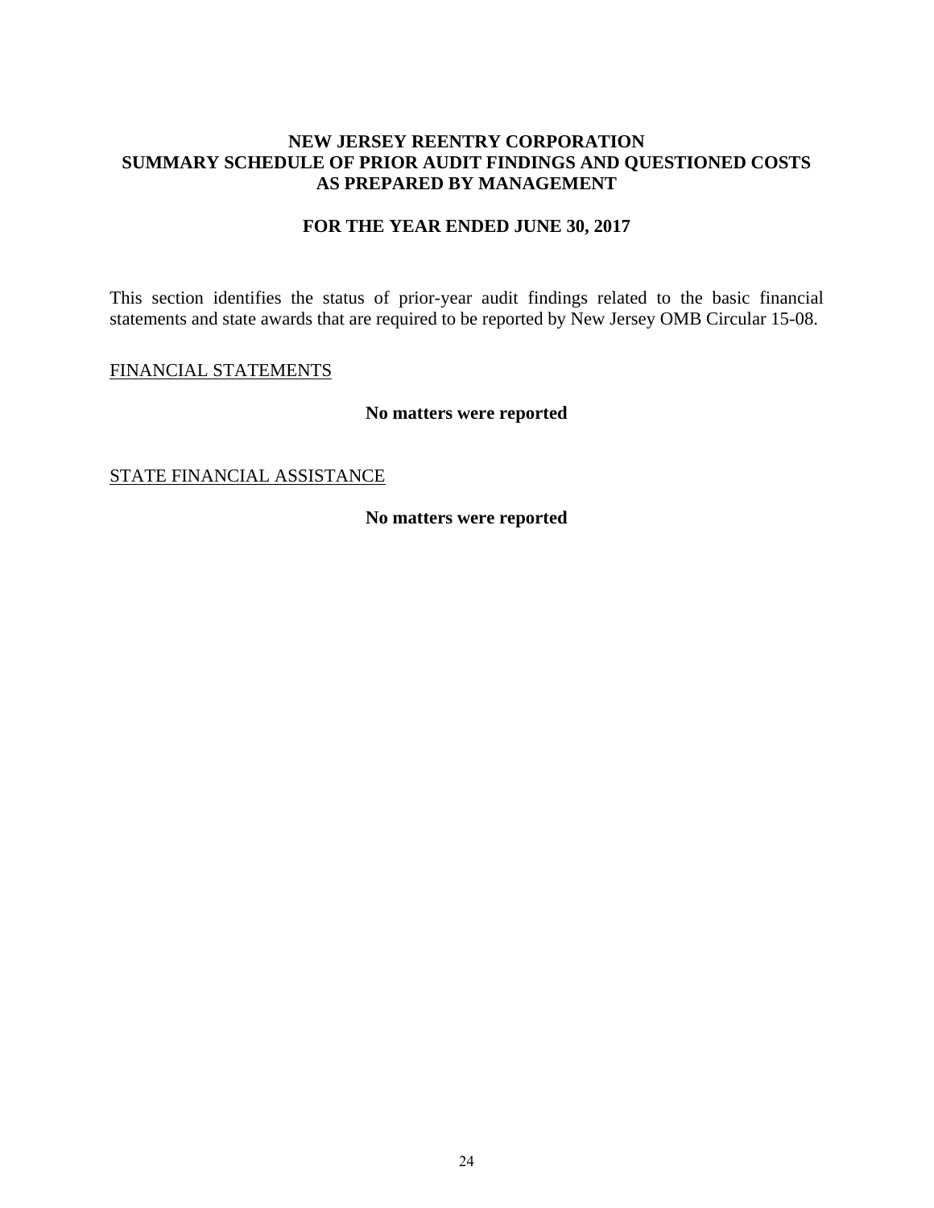# NEW JERSEY REENTRY CORPORATION
# SUMMARY SCHEDULE OF PRIOR AUDIT FINDINGS AND QUESTIONED COSTS
# AS PREPARED BY MANAGEMENT

## FOR THE YEAR ENDED JUNE 30, 2017

This section identifies the status of prior-year audit findings related to the basic financial statements and state awards that are required to be reported by New Jersey OMB Circular 15-08.

FINANCIAL STATEMENTS

**No matters were reported**

STATE FINANCIAL ASSISTANCE

**No matters were reported**